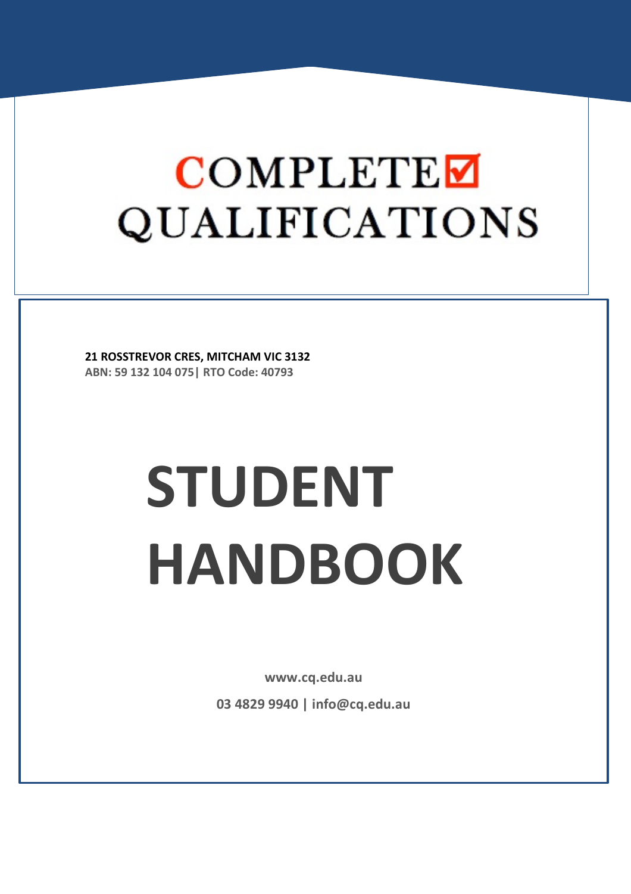# COMPLETE QUALIFICATIONS

**21 ROSSTREVOR CRES, MITCHAM VIC 3132**
**ABN: 59 132 104 075| RTO Code: 40793**

# STUDENT HANDBOOK

**www.cq.edu.au**

**03 4829 9940 | info@cq.edu.au**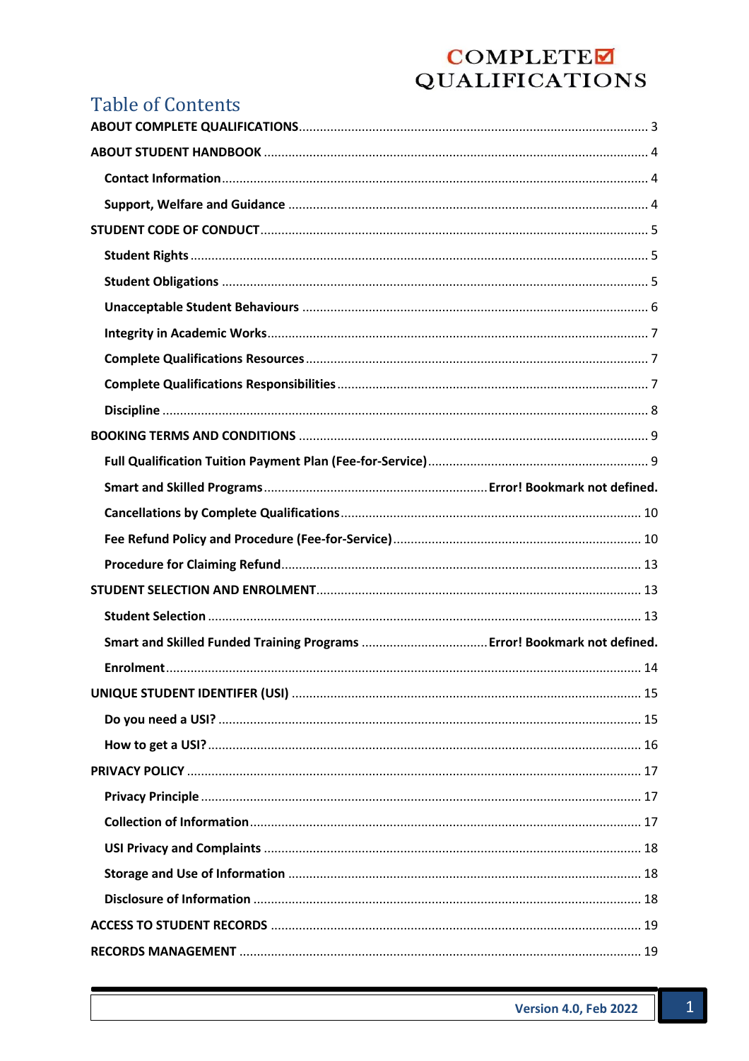# Table of Contents

ABOUT COMPLETE QUALIFICATIONS .......... 3

ABOUT STUDENT HANDBOOK .......... 4

- Contact Information .......... 4
- Support, Welfare and Guidance .......... 4

STUDENT CODE OF CONDUCT .......... 5

- Student Rights .......... 5
- Student Obligations .......... 5
- Unacceptable Student Behaviours .......... 6
- Integrity in Academic Works .......... 7
- Complete Qualifications Resources .......... 7
- Complete Qualifications Responsibilities .......... 7
- Discipline .......... 8

BOOKING TERMS AND CONDITIONS .......... 9

- Full Qualification Tuition Payment Plan (Fee-for-Service) .......... 9
- Smart and Skilled Programs .......... Error! Bookmark not defined.
- Cancellations by Complete Qualifications .......... 10
- Fee Refund Policy and Procedure (Fee-for-Service) .......... 10
- Procedure for Claiming Refund .......... 13

STUDENT SELECTION AND ENROLMENT .......... 13

- Student Selection .......... 13
- Smart and Skilled Funded Training Programs .......... Error! Bookmark not defined.
- Enrolment .......... 14

UNIQUE STUDENT IDENTIFER (USI) .......... 15

- Do you need a USI? .......... 15
- How to get a USI? .......... 16

PRIVACY POLICY .......... 17

- Privacy Principle .......... 17
- Collection of Information .......... 17
- USI Privacy and Complaints .......... 18
- Storage and Use of Information .......... 18
- Disclosure of Information .......... 18

ACCESS TO STUDENT RECORDS .......... 19

RECORDS MANAGEMENT .......... 19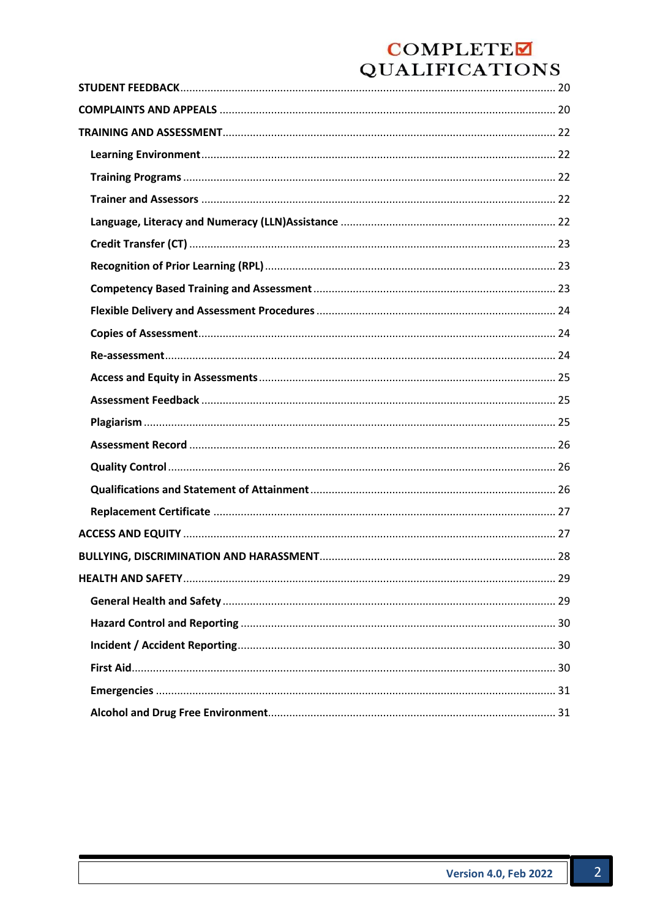STUDENT FEEDBACK ........................................................................ 20

COMPLAINTS AND APPEALS ........................................................................ 20

TRAINING AND ASSESSMENT ........................................................................ 22

- Learning Environment ........................................................................ 22
- Training Programs ........................................................................ 22
- Trainer and Assessors ........................................................................ 22
- Language, Literacy and Numeracy (LLN)Assistance ........................................................................ 22
- Credit Transfer (CT) ........................................................................ 23
- Recognition of Prior Learning (RPL) ........................................................................ 23
- Competency Based Training and Assessment ........................................................................ 23
- Flexible Delivery and Assessment Procedures ........................................................................ 24
- Copies of Assessment ........................................................................ 24
- Re-assessment ........................................................................ 24
- Access and Equity in Assessments ........................................................................ 25
- Assessment Feedback ........................................................................ 25
- Plagiarism ........................................................................ 25
- Assessment Record ........................................................................ 26
- Quality Control ........................................................................ 26
- Qualifications and Statement of Attainment ........................................................................ 26
- Replacement Certificate ........................................................................ 27

ACCESS AND EQUITY ........................................................................ 27

BULLYING, DISCRIMINATION AND HARASSMENT ........................................................................ 28

HEALTH AND SAFETY ........................................................................ 29

- General Health and Safety ........................................................................ 29
- Hazard Control and Reporting ........................................................................ 30
- Incident / Accident Reporting ........................................................................ 30
- First Aid ........................................................................ 30
- Emergencies ........................................................................ 31
- Alcohol and Drug Free Environment ........................................................................ 31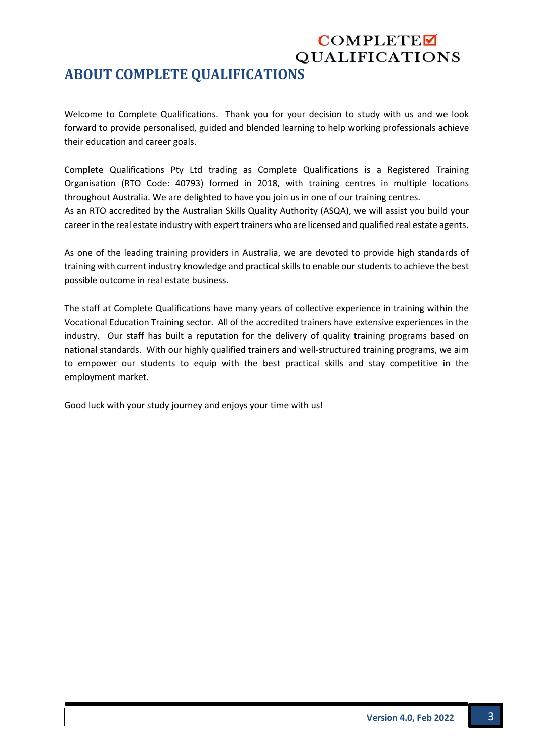# ABOUT COMPLETE QUALIFICATIONS

Welcome to Complete Qualifications. Thank you for your decision to study with us and we look forward to provide personalised, guided and blended learning to help working professionals achieve their education and career goals.

Complete Qualifications Pty Ltd trading as Complete Qualifications is a Registered Training Organisation (RTO Code: 40793) formed in 2018, with training centres in multiple locations throughout Australia. We are delighted to have you join us in one of our training centres.
As an RTO accredited by the Australian Skills Quality Authority (ASQA), we will assist you build your career in the real estate industry with expert trainers who are licensed and qualified real estate agents.

As one of the leading training providers in Australia, we are devoted to provide high standards of training with current industry knowledge and practical skills to enable our students to achieve the best possible outcome in real estate business.

The staff at Complete Qualifications have many years of collective experience in training within the Vocational Education Training sector. All of the accredited trainers have extensive experiences in the industry. Our staff has built a reputation for the delivery of quality training programs based on national standards. With our highly qualified trainers and well-structured training programs, we aim to empower our students to equip with the best practical skills and stay competitive in the employment market.

Good luck with your study journey and enjoys your time with us!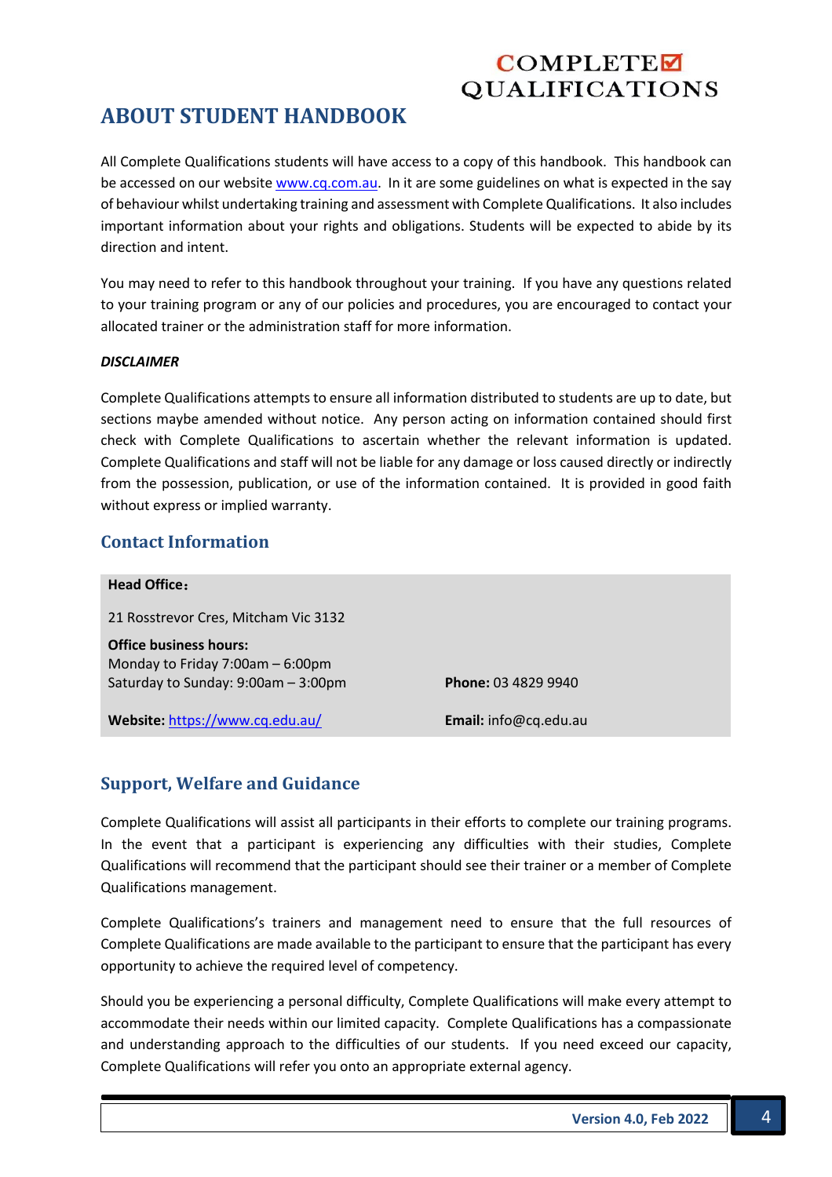## ABOUT STUDENT HANDBOOK

All Complete Qualifications students will have access to a copy of this handbook. This handbook can be accessed on our website [www.cq.com.au](http://www.cq.com.au). In it are some guidelines on what is expected in the say of behaviour whilst undertaking training and assessment with Complete Qualifications. It also includes important information about your rights and obligations. Students will be expected to abide by its direction and intent.

You may need to refer to this handbook throughout your training. If you have any questions related to your training program or any of our policies and procedures, you are encouraged to contact your allocated trainer or the administration staff for more information.

***DISCLAIMER***

Complete Qualifications attempts to ensure all information distributed to students are up to date, but sections maybe amended without notice. Any person acting on information contained should first check with Complete Qualifications to ascertain whether the relevant information is updated. Complete Qualifications and staff will not be liable for any damage or loss caused directly or indirectly from the possession, publication, or use of the information contained. It is provided in good faith without express or implied warranty.

### Contact Information

**Head Office**：

21 Rosstrevor Cres, Mitcham Vic 3132

**Office business hours:**
Monday to Friday 7:00am – 6:00pm
Saturday to Sunday: 9:00am – 3:00pm

**Phone:** 03 4829 9940

**Website:** [https://www.cq.edu.au/](https://www.cq.edu.au/)

**Email:** info@cq.edu.au

### Support, Welfare and Guidance

Complete Qualifications will assist all participants in their efforts to complete our training programs. In the event that a participant is experiencing any difficulties with their studies, Complete Qualifications will recommend that the participant should see their trainer or a member of Complete Qualifications management.

Complete Qualifications's trainers and management need to ensure that the full resources of Complete Qualifications are made available to the participant to ensure that the participant has every opportunity to achieve the required level of competency.

Should you be experiencing a personal difficulty, Complete Qualifications will make every attempt to accommodate their needs within our limited capacity. Complete Qualifications has a compassionate and understanding approach to the difficulties of our students. If you need exceed our capacity, Complete Qualifications will refer you onto an appropriate external agency.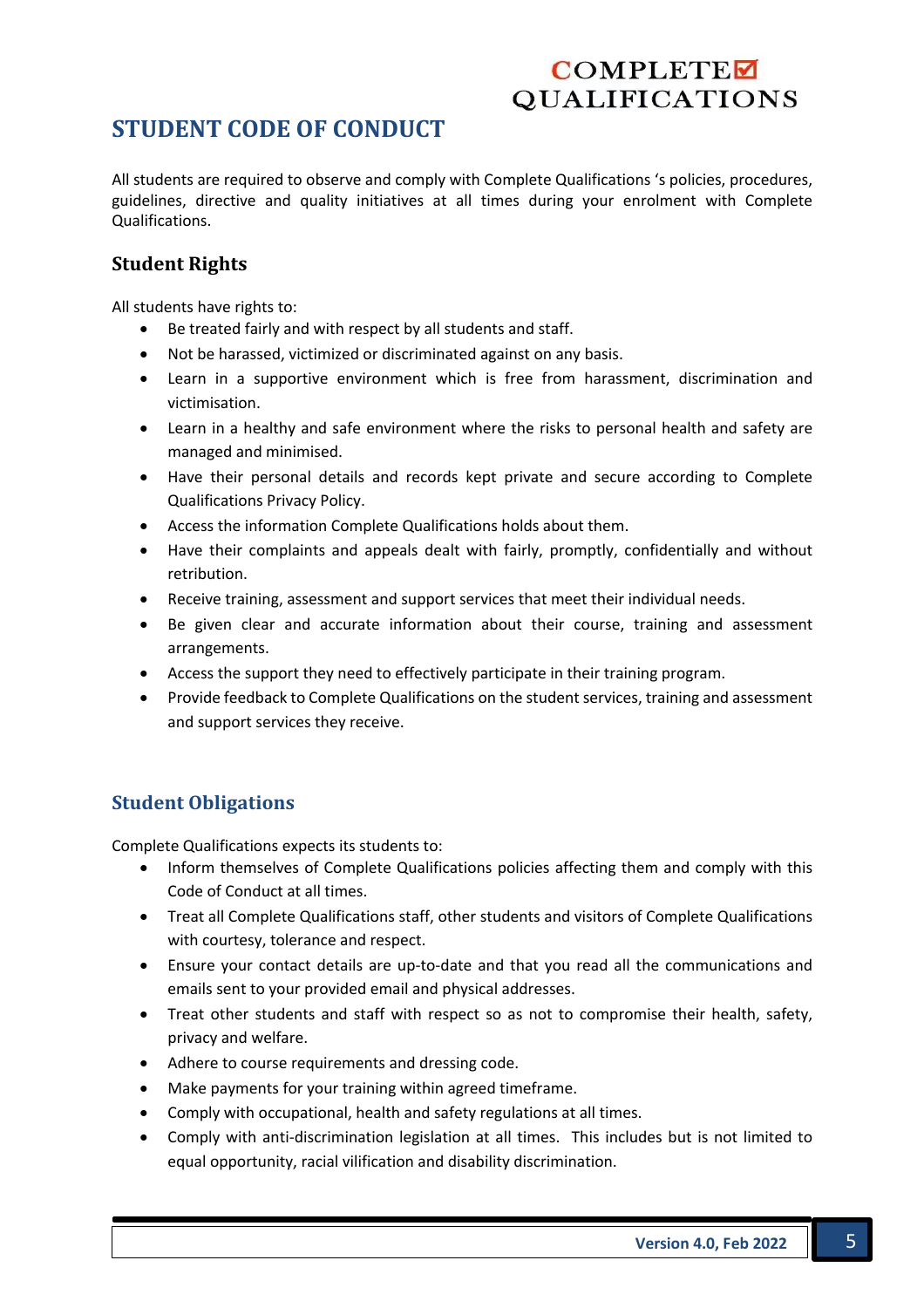## STUDENT CODE OF CONDUCT

All students are required to observe and comply with Complete Qualifications 's policies, procedures, guidelines, directive and quality initiatives at all times during your enrolment with Complete Qualifications.

### Student Rights

All students have rights to:

- Be treated fairly and with respect by all students and staff.
- Not be harassed, victimized or discriminated against on any basis.
- Learn in a supportive environment which is free from harassment, discrimination and victimisation.
- Learn in a healthy and safe environment where the risks to personal health and safety are managed and minimised.
- Have their personal details and records kept private and secure according to Complete Qualifications Privacy Policy.
- Access the information Complete Qualifications holds about them.
- Have their complaints and appeals dealt with fairly, promptly, confidentially and without retribution.
- Receive training, assessment and support services that meet their individual needs.
- Be given clear and accurate information about their course, training and assessment arrangements.
- Access the support they need to effectively participate in their training program.
- Provide feedback to Complete Qualifications on the student services, training and assessment and support services they receive.

### Student Obligations

Complete Qualifications expects its students to:

- Inform themselves of Complete Qualifications policies affecting them and comply with this Code of Conduct at all times.
- Treat all Complete Qualifications staff, other students and visitors of Complete Qualifications with courtesy, tolerance and respect.
- Ensure your contact details are up-to-date and that you read all the communications and emails sent to your provided email and physical addresses.
- Treat other students and staff with respect so as not to compromise their health, safety, privacy and welfare.
- Adhere to course requirements and dressing code.
- Make payments for your training within agreed timeframe.
- Comply with occupational, health and safety regulations at all times.
- Comply with anti-discrimination legislation at all times. This includes but is not limited to equal opportunity, racial vilification and disability discrimination.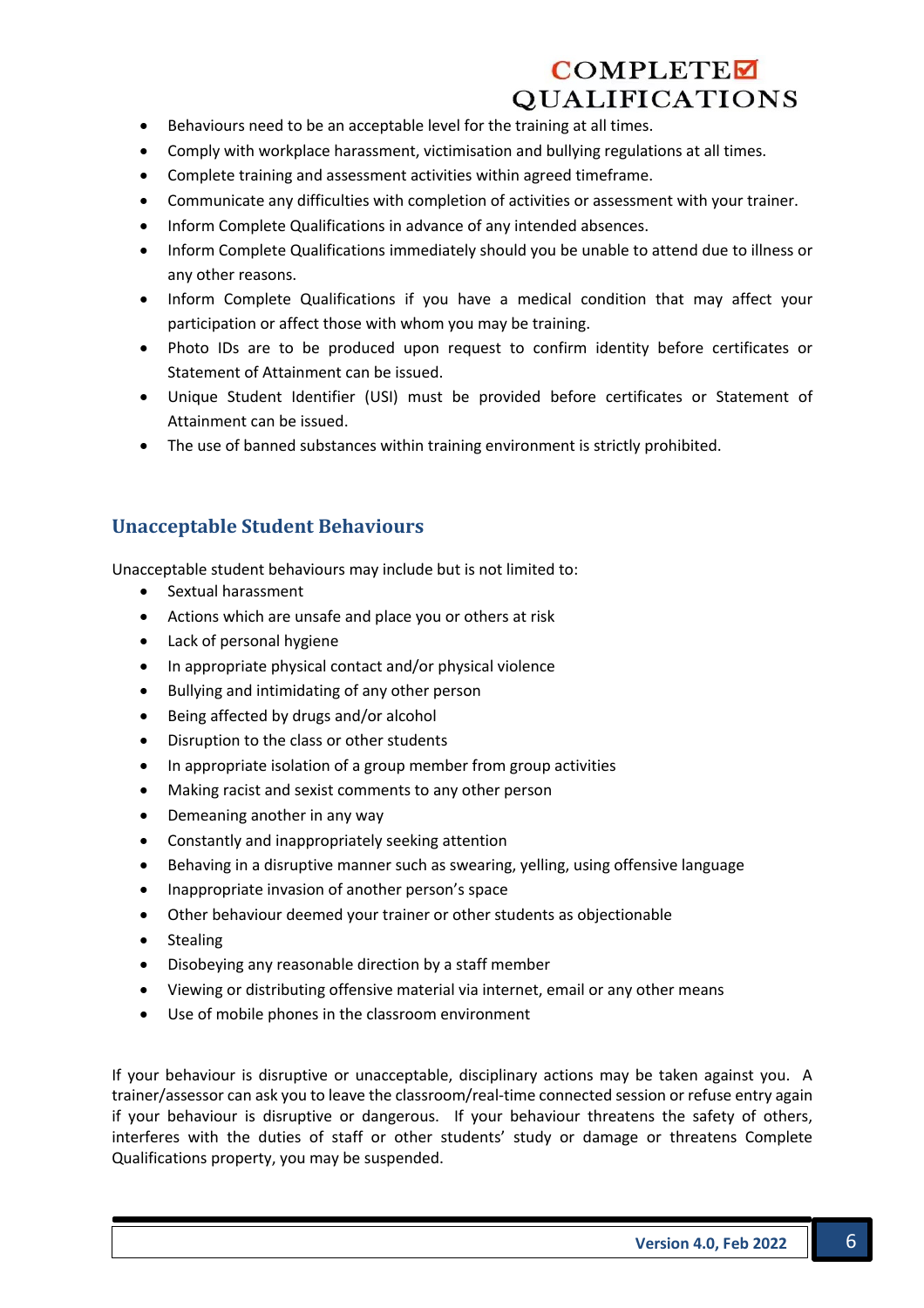- Behaviours need to be an acceptable level for the training at all times.
- Comply with workplace harassment, victimisation and bullying regulations at all times.
- Complete training and assessment activities within agreed timeframe.
- Communicate any difficulties with completion of activities or assessment with your trainer.
- Inform Complete Qualifications in advance of any intended absences.
- Inform Complete Qualifications immediately should you be unable to attend due to illness or any other reasons.
- Inform Complete Qualifications if you have a medical condition that may affect your participation or affect those with whom you may be training.
- Photo IDs are to be produced upon request to confirm identity before certificates or Statement of Attainment can be issued.
- Unique Student Identifier (USI) must be provided before certificates or Statement of Attainment can be issued.
- The use of banned substances within training environment is strictly prohibited.

## Unacceptable Student Behaviours

Unacceptable student behaviours may include but is not limited to:

- Sextual harassment
- Actions which are unsafe and place you or others at risk
- Lack of personal hygiene
- In appropriate physical contact and/or physical violence
- Bullying and intimidating of any other person
- Being affected by drugs and/or alcohol
- Disruption to the class or other students
- In appropriate isolation of a group member from group activities
- Making racist and sexist comments to any other person
- Demeaning another in any way
- Constantly and inappropriately seeking attention
- Behaving in a disruptive manner such as swearing, yelling, using offensive language
- Inappropriate invasion of another person's space
- Other behaviour deemed your trainer or other students as objectionable
- Stealing
- Disobeying any reasonable direction by a staff member
- Viewing or distributing offensive material via internet, email or any other means
- Use of mobile phones in the classroom environment

If your behaviour is disruptive or unacceptable, disciplinary actions may be taken against you. A trainer/assessor can ask you to leave the classroom/real-time connected session or refuse entry again if your behaviour is disruptive or dangerous. If your behaviour threatens the safety of others, interferes with the duties of staff or other students' study or damage or threatens Complete Qualifications property, you may be suspended.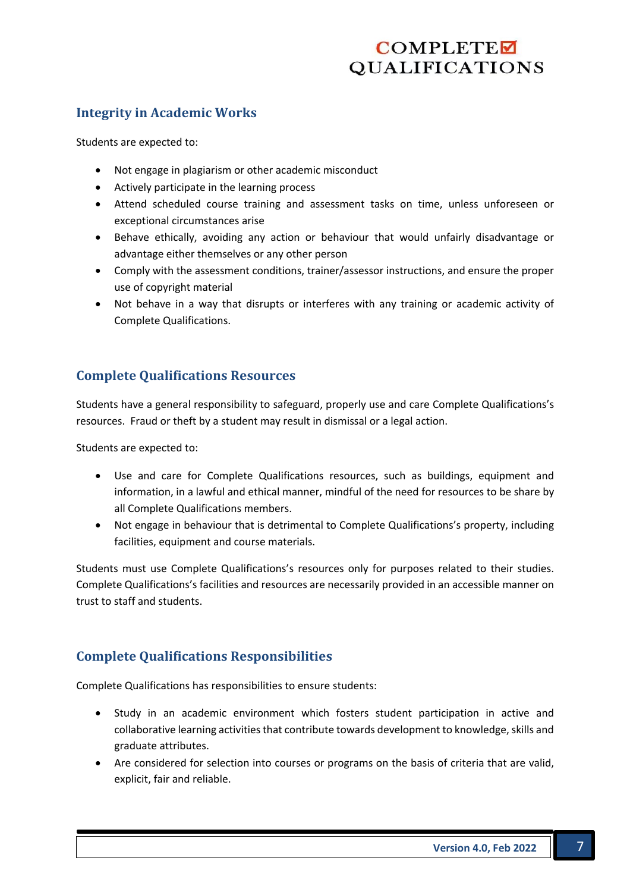## Integrity in Academic Works

Students are expected to:

- Not engage in plagiarism or other academic misconduct
- Actively participate in the learning process
- Attend scheduled course training and assessment tasks on time, unless unforeseen or exceptional circumstances arise
- Behave ethically, avoiding any action or behaviour that would unfairly disadvantage or advantage either themselves or any other person
- Comply with the assessment conditions, trainer/assessor instructions, and ensure the proper use of copyright material
- Not behave in a way that disrupts or interferes with any training or academic activity of Complete Qualifications.

## Complete Qualifications Resources

Students have a general responsibility to safeguard, properly use and care Complete Qualifications's resources. Fraud or theft by a student may result in dismissal or a legal action.

Students are expected to:

- Use and care for Complete Qualifications resources, such as buildings, equipment and information, in a lawful and ethical manner, mindful of the need for resources to be share by all Complete Qualifications members.
- Not engage in behaviour that is detrimental to Complete Qualifications's property, including facilities, equipment and course materials.

Students must use Complete Qualifications's resources only for purposes related to their studies. Complete Qualifications's facilities and resources are necessarily provided in an accessible manner on trust to staff and students.

## Complete Qualifications Responsibilities

Complete Qualifications has responsibilities to ensure students:

- Study in an academic environment which fosters student participation in active and collaborative learning activities that contribute towards development to knowledge, skills and graduate attributes.
- Are considered for selection into courses or programs on the basis of criteria that are valid, explicit, fair and reliable.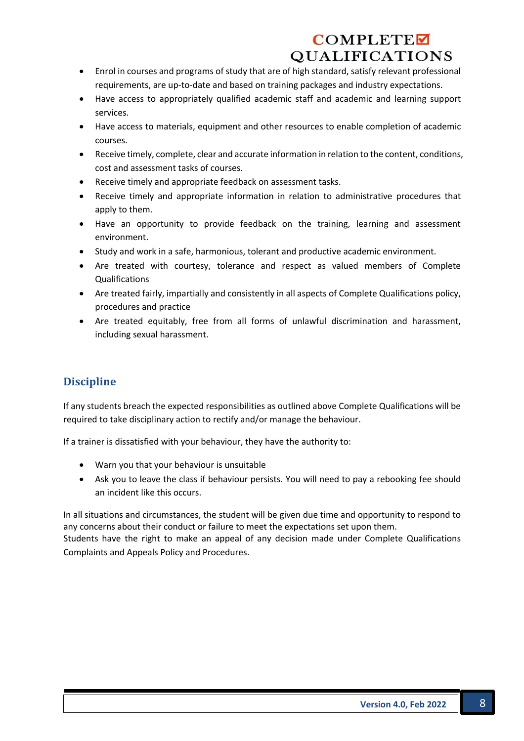- Enrol in courses and programs of study that are of high standard, satisfy relevant professional requirements, are up-to-date and based on training packages and industry expectations.
- Have access to appropriately qualified academic staff and academic and learning support services.
- Have access to materials, equipment and other resources to enable completion of academic courses.
- Receive timely, complete, clear and accurate information in relation to the content, conditions, cost and assessment tasks of courses.
- Receive timely and appropriate feedback on assessment tasks.
- Receive timely and appropriate information in relation to administrative procedures that apply to them.
- Have an opportunity to provide feedback on the training, learning and assessment environment.
- Study and work in a safe, harmonious, tolerant and productive academic environment.
- Are treated with courtesy, tolerance and respect as valued members of Complete Qualifications
- Are treated fairly, impartially and consistently in all aspects of Complete Qualifications policy, procedures and practice
- Are treated equitably, free from all forms of unlawful discrimination and harassment, including sexual harassment.

## Discipline

If any students breach the expected responsibilities as outlined above Complete Qualifications will be required to take disciplinary action to rectify and/or manage the behaviour.

If a trainer is dissatisfied with your behaviour, they have the authority to:

- Warn you that your behaviour is unsuitable
- Ask you to leave the class if behaviour persists. You will need to pay a rebooking fee should an incident like this occurs.

In all situations and circumstances, the student will be given due time and opportunity to respond to any concerns about their conduct or failure to meet the expectations set upon them.
Students have the right to make an appeal of any decision made under Complete Qualifications Complaints and Appeals Policy and Procedures.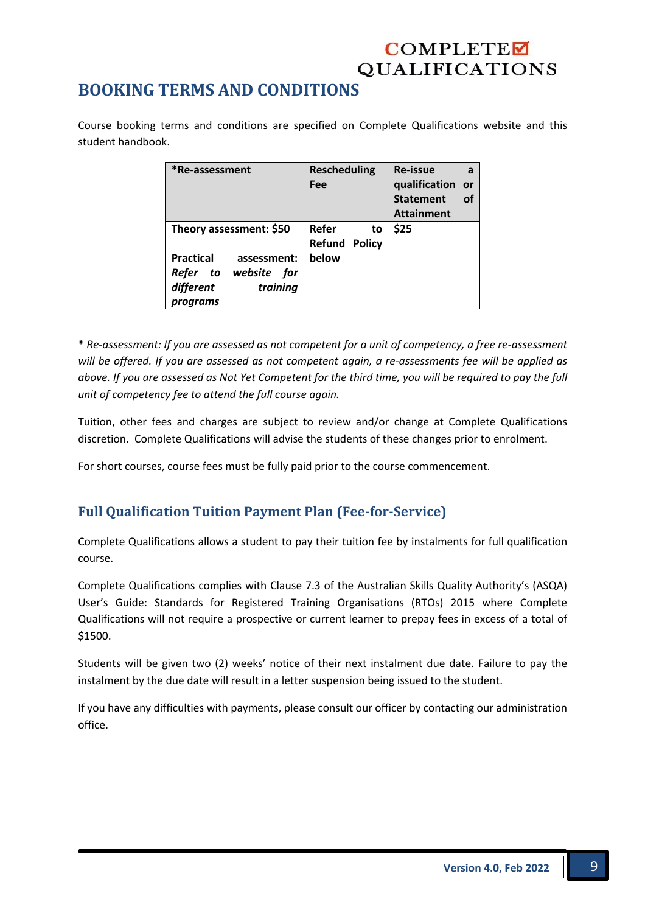# BOOKING TERMS AND CONDITIONS

Course booking terms and conditions are specified on Complete Qualifications website and this student handbook.

| *Re-assessment | Rescheduling Fee | Re-issue a qualification or Statement of Attainment |
|---|---|---|
| **Theory assessment: $50**<br><br>**Practical assessment:** ***Refer to website for different training programs*** | **Refer to Refund Policy below** | **$25** |

* *Re-assessment: If you are assessed as not competent for a unit of competency, a free re-assessment will be offered. If you are assessed as not competent again, a re-assessments fee will be applied as above. If you are assessed as Not Yet Competent for the third time, you will be required to pay the full unit of competency fee to attend the full course again.*

Tuition, other fees and charges are subject to review and/or change at Complete Qualifications discretion. Complete Qualifications will advise the students of these changes prior to enrolment.

For short courses, course fees must be fully paid prior to the course commencement.

## Full Qualification Tuition Payment Plan (Fee-for-Service)

Complete Qualifications allows a student to pay their tuition fee by instalments for full qualification course.

Complete Qualifications complies with Clause 7.3 of the Australian Skills Quality Authority's (ASQA) User's Guide: Standards for Registered Training Organisations (RTOs) 2015 where Complete Qualifications will not require a prospective or current learner to prepay fees in excess of a total of $1500.

Students will be given two (2) weeks' notice of their next instalment due date. Failure to pay the instalment by the due date will result in a letter suspension being issued to the student.

If you have any difficulties with payments, please consult our officer by contacting our administration office.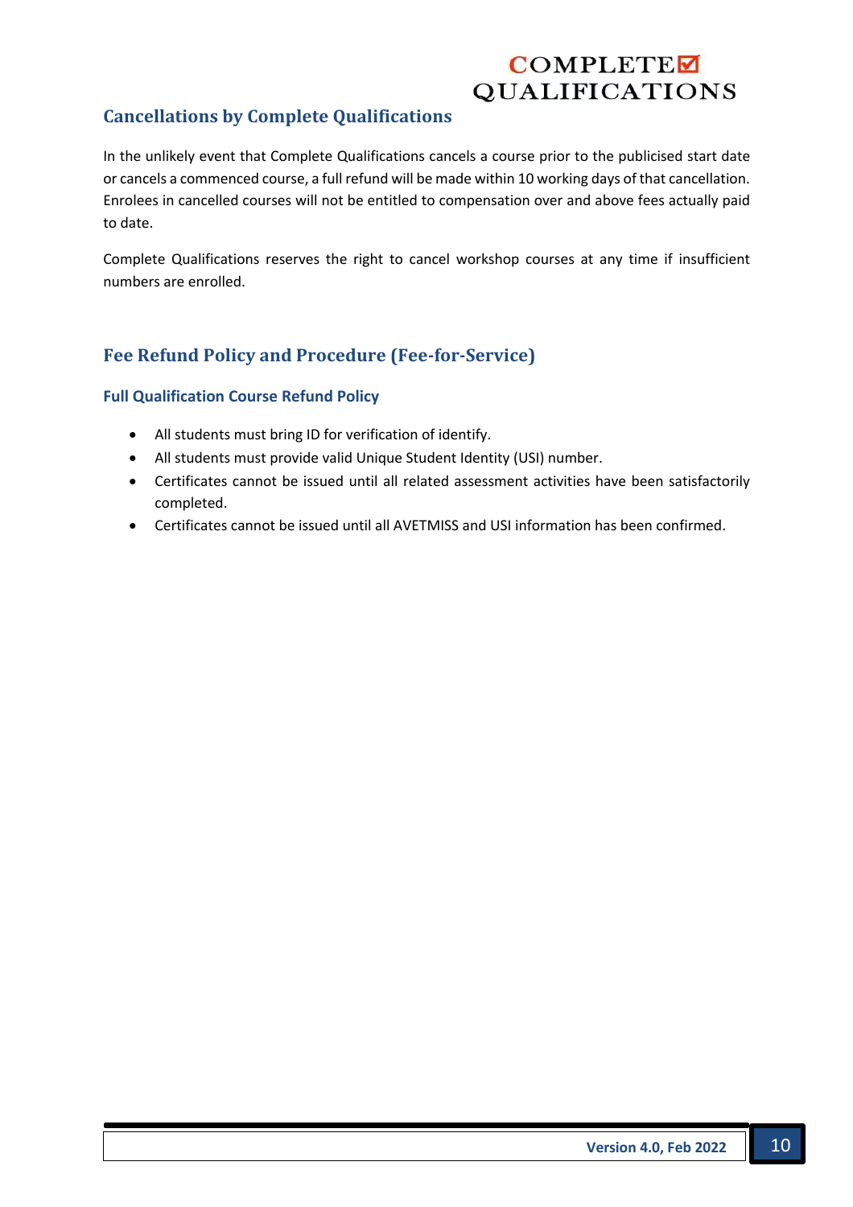## Cancellations by Complete Qualifications

In the unlikely event that Complete Qualifications cancels a course prior to the publicised start date or cancels a commenced course, a full refund will be made within 10 working days of that cancellation. Enrolees in cancelled courses will not be entitled to compensation over and above fees actually paid to date.

Complete Qualifications reserves the right to cancel workshop courses at any time if insufficient numbers are enrolled.

## Fee Refund Policy and Procedure (Fee-for-Service)

### Full Qualification Course Refund Policy

- All students must bring ID for verification of identify.
- All students must provide valid Unique Student Identity (USI) number.
- Certificates cannot be issued until all related assessment activities have been satisfactorily completed.
- Certificates cannot be issued until all AVETMISS and USI information has been confirmed.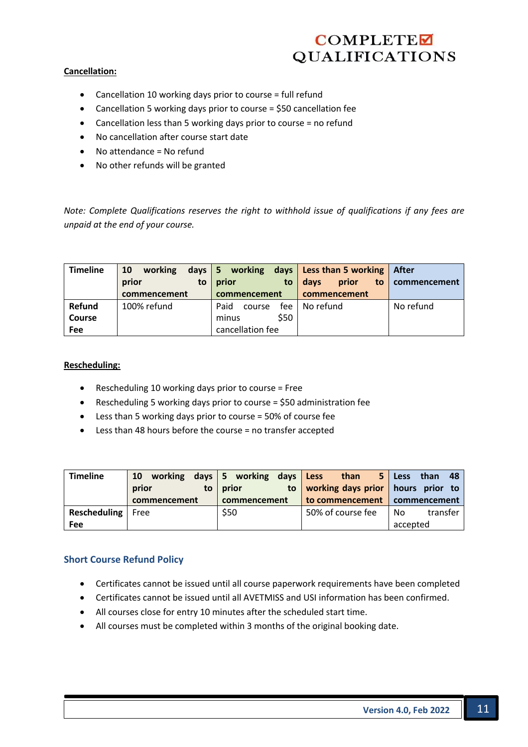**Cancellation:**

- Cancellation 10 working days prior to course = full refund
- Cancellation 5 working days prior to course = $50 cancellation fee
- Cancellation less than 5 working days prior to course = no refund
- No cancellation after course start date
- No attendance = No refund
- No other refunds will be granted

*Note: Complete Qualifications reserves the right to withhold issue of qualifications if any fees are unpaid at the end of your course.*

| Timeline | 10 working days prior to commencement | 5 working days prior to commencement | Less than 5 working days prior to commencement | After commencement |
|---|---|---|---|---|
| **Refund Course Fee** | 100% refund | Paid course fee minus $50 cancellation fee | No refund | No refund |

**Rescheduling:**

- Rescheduling 10 working days prior to course = Free
- Rescheduling 5 working days prior to course = $50 administration fee
- Less than 5 working days prior to course = 50% of course fee
- Less than 48 hours before the course = no transfer accepted

| Timeline | 10 working days prior to commencement | 5 working days prior to commencement | Less than 5 working days prior to commencement | Less than 48 hours prior to commencement |
|---|---|---|---|---|
| **Rescheduling Fee** | Free | $50 | 50% of course fee | No transfer accepted |

## Short Course Refund Policy

- Certificates cannot be issued until all course paperwork requirements have been completed
- Certificates cannot be issued until all AVETMISS and USI information has been confirmed.
- All courses close for entry 10 minutes after the scheduled start time.
- All courses must be completed within 3 months of the original booking date.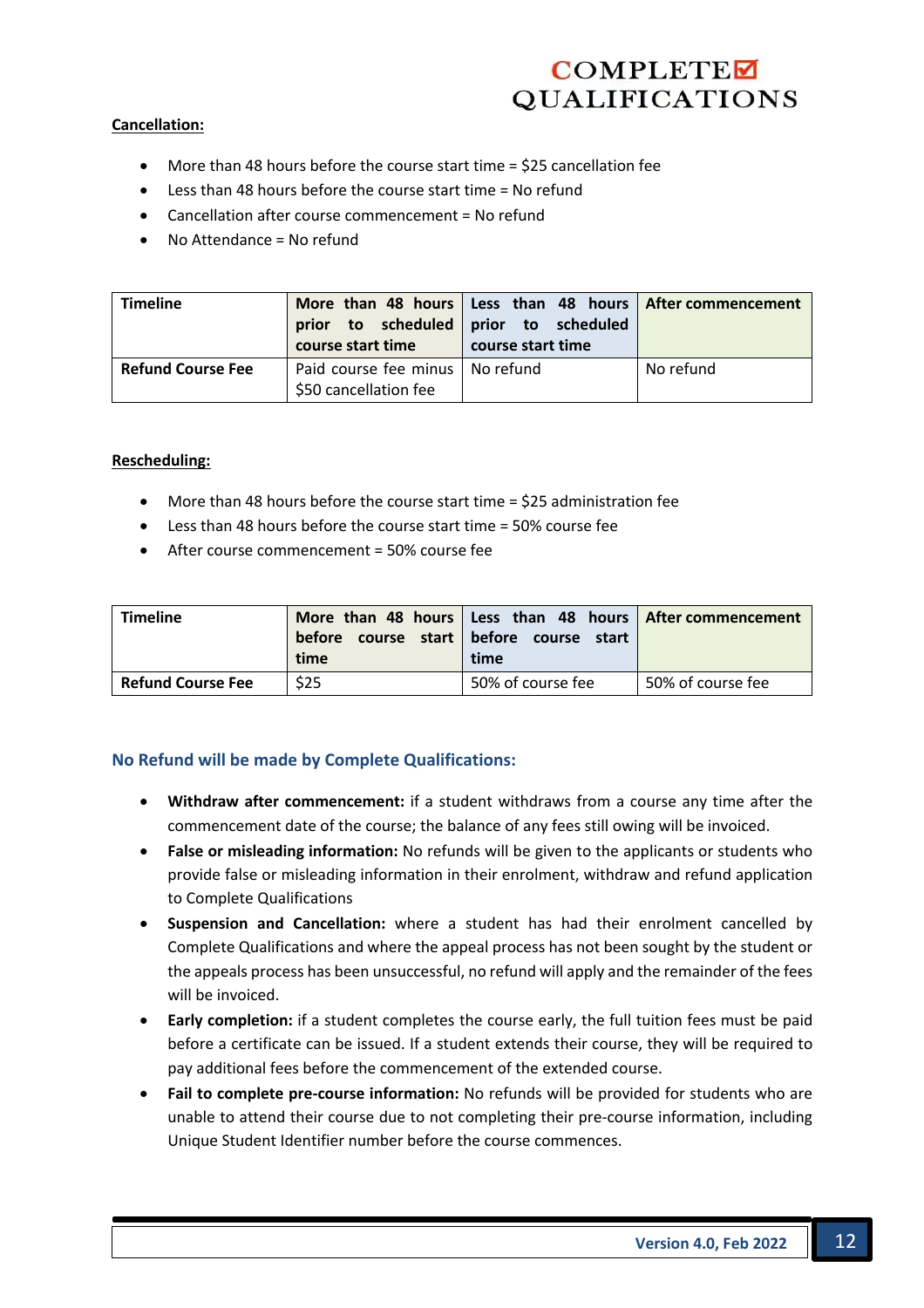**Cancellation:**

- More than 48 hours before the course start time = $25 cancellation fee
- Less than 48 hours before the course start time = No refund
- Cancellation after course commencement = No refund
- No Attendance = No refund

| Timeline | More than 48 hours prior to scheduled course start time | Less than 48 hours prior to scheduled course start time | After commencement |
|---|---|---|---|
| **Refund Course Fee** | Paid course fee minus $50 cancellation fee | No refund | No refund |

**Rescheduling:**

- More than 48 hours before the course start time = $25 administration fee
- Less than 48 hours before the course start time = 50% course fee
- After course commencement = 50% course fee

| Timeline | More than 48 hours before course start time | Less than 48 hours before course start time | After commencement |
|---|---|---|---|
| **Refund Course Fee** | $25 | 50% of course fee | 50% of course fee |

### No Refund will be made by Complete Qualifications:

- **Withdraw after commencement:** if a student withdraws from a course any time after the commencement date of the course; the balance of any fees still owing will be invoiced.
- **False or misleading information:** No refunds will be given to the applicants or students who provide false or misleading information in their enrolment, withdraw and refund application to Complete Qualifications
- **Suspension and Cancellation:** where a student has had their enrolment cancelled by Complete Qualifications and where the appeal process has not been sought by the student or the appeals process has been unsuccessful, no refund will apply and the remainder of the fees will be invoiced.
- **Early completion:** if a student completes the course early, the full tuition fees must be paid before a certificate can be issued. If a student extends their course, they will be required to pay additional fees before the commencement of the extended course.
- **Fail to complete pre-course information:** No refunds will be provided for students who are unable to attend their course due to not completing their pre-course information, including Unique Student Identifier number before the course commences.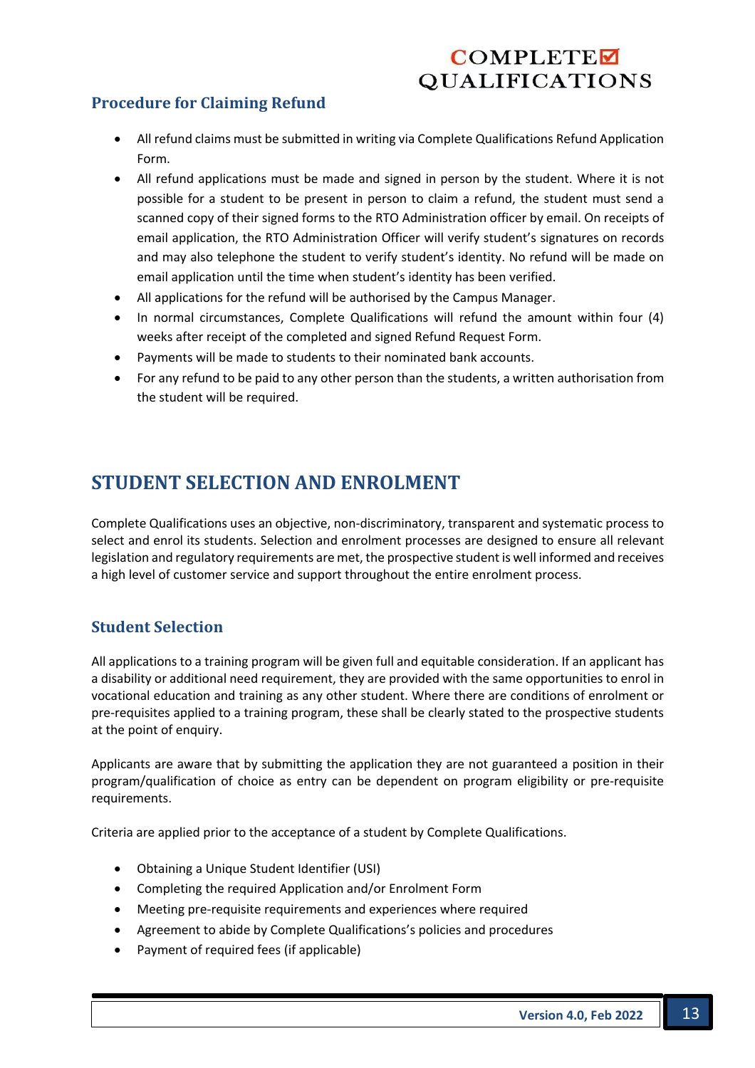### Procedure for Claiming Refund

- All refund claims must be submitted in writing via Complete Qualifications Refund Application Form.
- All refund applications must be made and signed in person by the student. Where it is not possible for a student to be present in person to claim a refund, the student must send a scanned copy of their signed forms to the RTO Administration officer by email. On receipts of email application, the RTO Administration Officer will verify student's signatures on records and may also telephone the student to verify student's identity. No refund will be made on email application until the time when student's identity has been verified.
- All applications for the refund will be authorised by the Campus Manager.
- In normal circumstances, Complete Qualifications will refund the amount within four (4) weeks after receipt of the completed and signed Refund Request Form.
- Payments will be made to students to their nominated bank accounts.
- For any refund to be paid to any other person than the students, a written authorisation from the student will be required.

## STUDENT SELECTION AND ENROLMENT

Complete Qualifications uses an objective, non-discriminatory, transparent and systematic process to select and enrol its students. Selection and enrolment processes are designed to ensure all relevant legislation and regulatory requirements are met, the prospective student is well informed and receives a high level of customer service and support throughout the entire enrolment process.

### Student Selection

All applications to a training program will be given full and equitable consideration. If an applicant has a disability or additional need requirement, they are provided with the same opportunities to enrol in vocational education and training as any other student. Where there are conditions of enrolment or pre-requisites applied to a training program, these shall be clearly stated to the prospective students at the point of enquiry.

Applicants are aware that by submitting the application they are not guaranteed a position in their program/qualification of choice as entry can be dependent on program eligibility or pre-requisite requirements.

Criteria are applied prior to the acceptance of a student by Complete Qualifications.

- Obtaining a Unique Student Identifier (USI)
- Completing the required Application and/or Enrolment Form
- Meeting pre-requisite requirements and experiences where required
- Agreement to abide by Complete Qualifications's policies and procedures
- Payment of required fees (if applicable)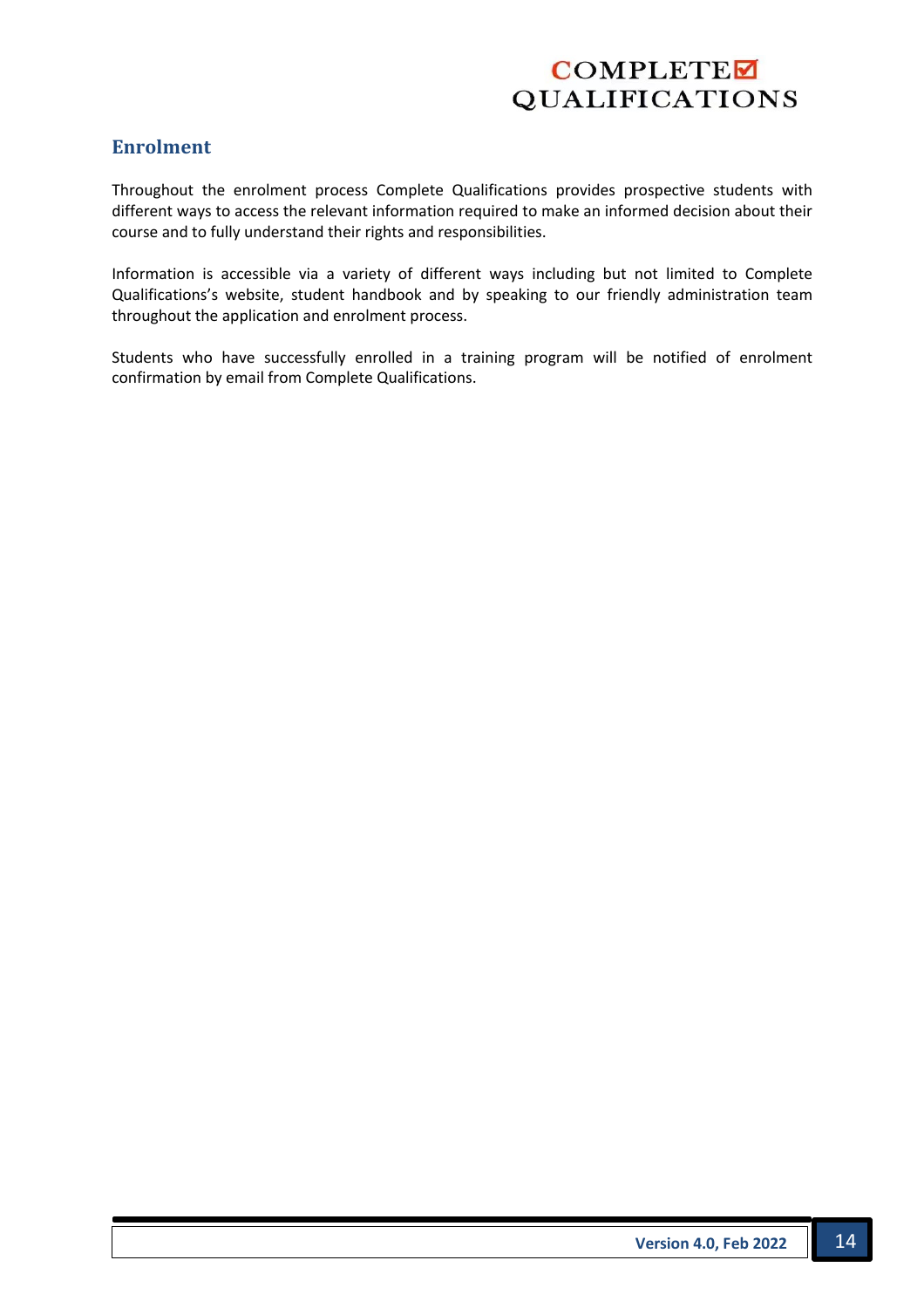## Enrolment

Throughout the enrolment process Complete Qualifications provides prospective students with different ways to access the relevant information required to make an informed decision about their course and to fully understand their rights and responsibilities.

Information is accessible via a variety of different ways including but not limited to Complete Qualifications's website, student handbook and by speaking to our friendly administration team throughout the application and enrolment process.

Students who have successfully enrolled in a training program will be notified of enrolment confirmation by email from Complete Qualifications.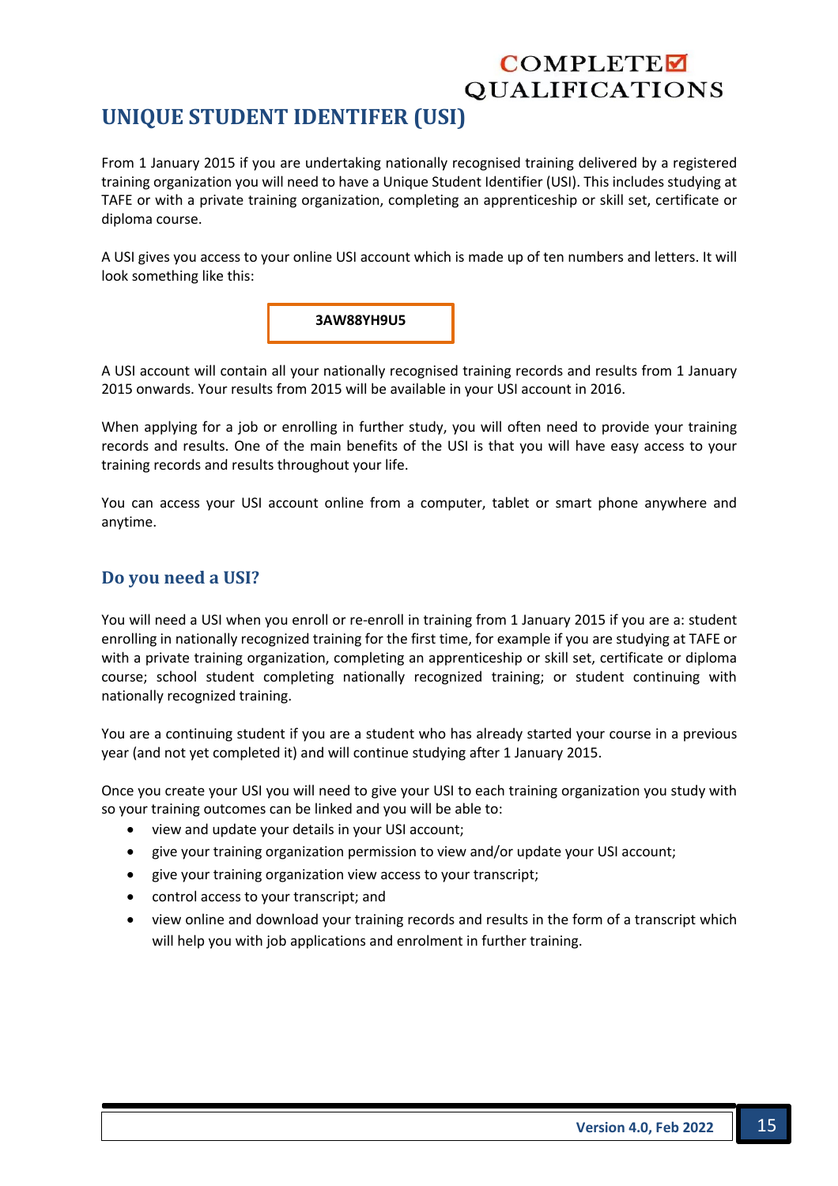# UNIQUE STUDENT IDENTIFER (USI)

From 1 January 2015 if you are undertaking nationally recognised training delivered by a registered training organization you will need to have a Unique Student Identifier (USI). This includes studying at TAFE or with a private training organization, completing an apprenticeship or skill set, certificate or diploma course.

A USI gives you access to your online USI account which is made up of ten numbers and letters. It will look something like this:

**3AW88YH9U5**

A USI account will contain all your nationally recognised training records and results from 1 January 2015 onwards. Your results from 2015 will be available in your USI account in 2016.

When applying for a job or enrolling in further study, you will often need to provide your training records and results. One of the main benefits of the USI is that you will have easy access to your training records and results throughout your life.

You can access your USI account online from a computer, tablet or smart phone anywhere and anytime.

## Do you need a USI?

You will need a USI when you enroll or re-enroll in training from 1 January 2015 if you are a: student enrolling in nationally recognized training for the first time, for example if you are studying at TAFE or with a private training organization, completing an apprenticeship or skill set, certificate or diploma course; school student completing nationally recognized training; or student continuing with nationally recognized training.

You are a continuing student if you are a student who has already started your course in a previous year (and not yet completed it) and will continue studying after 1 January 2015.

Once you create your USI you will need to give your USI to each training organization you study with so your training outcomes can be linked and you will be able to:

- view and update your details in your USI account;
- give your training organization permission to view and/or update your USI account;
- give your training organization view access to your transcript;
- control access to your transcript; and
- view online and download your training records and results in the form of a transcript which will help you with job applications and enrolment in further training.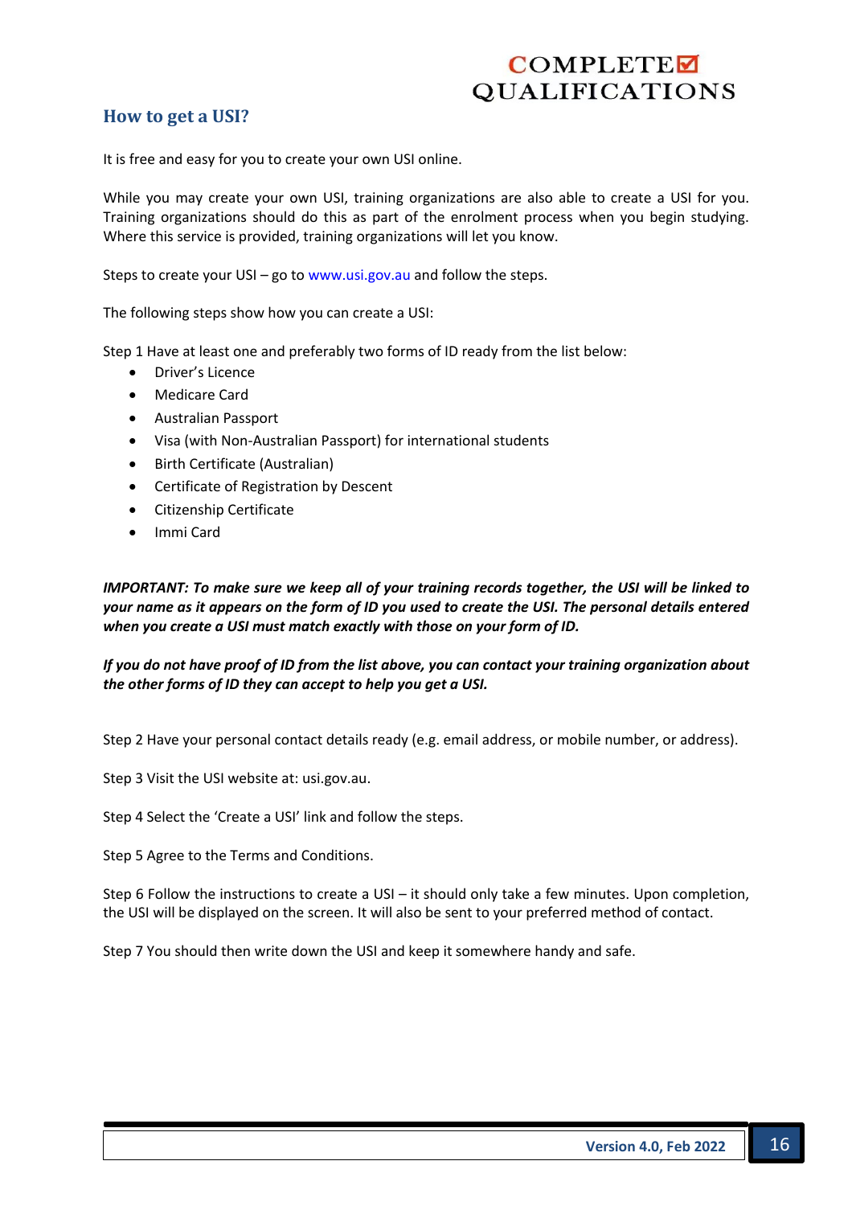## How to get a USI?

It is free and easy for you to create your own USI online.

While you may create your own USI, training organizations are also able to create a USI for you. Training organizations should do this as part of the enrolment process when you begin studying. Where this service is provided, training organizations will let you know.

Steps to create your USI – go to www.usi.gov.au and follow the steps.

The following steps show how you can create a USI:

Step 1 Have at least one and preferably two forms of ID ready from the list below:

- Driver's Licence
- Medicare Card
- Australian Passport
- Visa (with Non-Australian Passport) for international students
- Birth Certificate (Australian)
- Certificate of Registration by Descent
- Citizenship Certificate
- Immi Card

***IMPORTANT: To make sure we keep all of your training records together, the USI will be linked to your name as it appears on the form of ID you used to create the USI. The personal details entered when you create a USI must match exactly with those on your form of ID.***

***If you do not have proof of ID from the list above, you can contact your training organization about the other forms of ID they can accept to help you get a USI.***

Step 2 Have your personal contact details ready (e.g. email address, or mobile number, or address).

Step 3 Visit the USI website at: usi.gov.au.

Step 4 Select the 'Create a USI' link and follow the steps.

Step 5 Agree to the Terms and Conditions.

Step 6 Follow the instructions to create a USI – it should only take a few minutes. Upon completion, the USI will be displayed on the screen. It will also be sent to your preferred method of contact.

Step 7 You should then write down the USI and keep it somewhere handy and safe.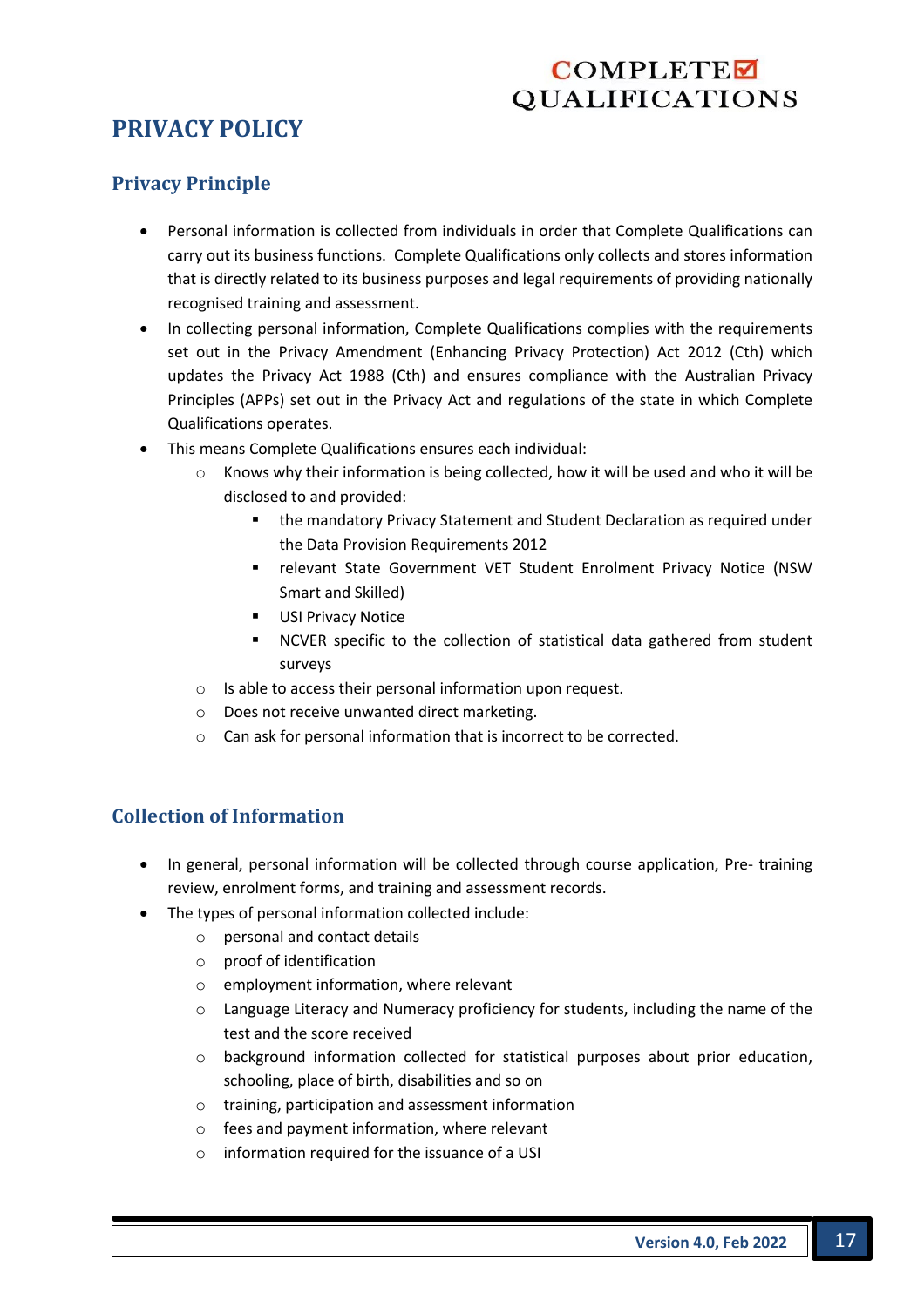# PRIVACY POLICY

## Privacy Principle

- Personal information is collected from individuals in order that Complete Qualifications can carry out its business functions. Complete Qualifications only collects and stores information that is directly related to its business purposes and legal requirements of providing nationally recognised training and assessment.
- In collecting personal information, Complete Qualifications complies with the requirements set out in the Privacy Amendment (Enhancing Privacy Protection) Act 2012 (Cth) which updates the Privacy Act 1988 (Cth) and ensures compliance with the Australian Privacy Principles (APPs) set out in the Privacy Act and regulations of the state in which Complete Qualifications operates.
- This means Complete Qualifications ensures each individual:
  - Knows why their information is being collected, how it will be used and who it will be disclosed to and provided:
    - the mandatory Privacy Statement and Student Declaration as required under the Data Provision Requirements 2012
    - relevant State Government VET Student Enrolment Privacy Notice (NSW Smart and Skilled)
    - USI Privacy Notice
    - NCVER specific to the collection of statistical data gathered from student surveys
  - Is able to access their personal information upon request.
  - Does not receive unwanted direct marketing.
  - Can ask for personal information that is incorrect to be corrected.

## Collection of Information

- In general, personal information will be collected through course application, Pre- training review, enrolment forms, and training and assessment records.
- The types of personal information collected include:
  - personal and contact details
  - proof of identification
  - employment information, where relevant
  - Language Literacy and Numeracy proficiency for students, including the name of the test and the score received
  - background information collected for statistical purposes about prior education, schooling, place of birth, disabilities and so on
  - training, participation and assessment information
  - fees and payment information, where relevant
  - information required for the issuance of a USI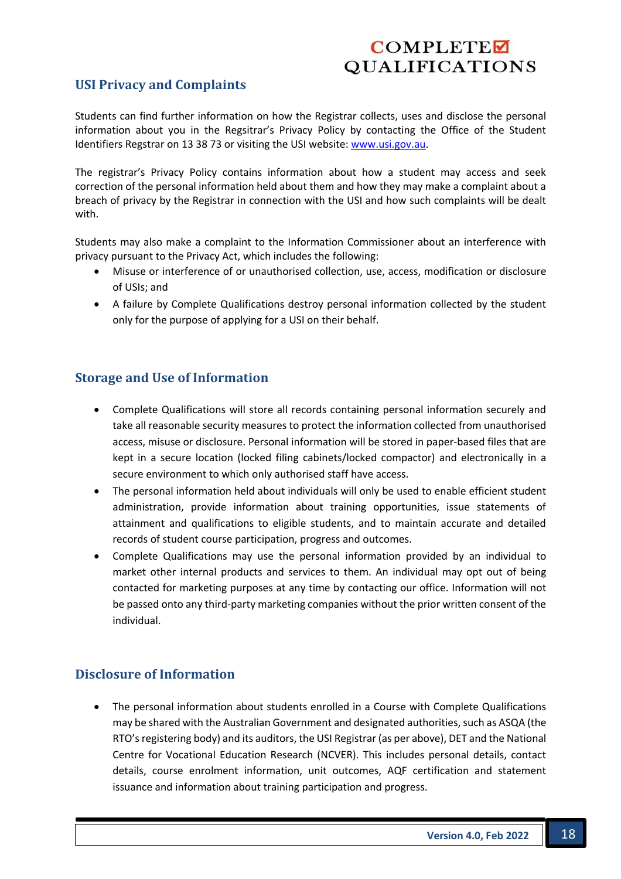## USI Privacy and Complaints

Students can find further information on how the Registrar collects, uses and disclose the personal information about you in the Regsitrar's Privacy Policy by contacting the Office of the Student Identifiers Regstrar on 13 38 73 or visiting the USI website: [www.usi.gov.au](http://www.usi.gov.au).

The registrar's Privacy Policy contains information about how a student may access and seek correction of the personal information held about them and how they may make a complaint about a breach of privacy by the Registrar in connection with the USI and how such complaints will be dealt with.

Students may also make a complaint to the Information Commissioner about an interference with privacy pursuant to the Privacy Act, which includes the following:

- Misuse or interference of or unauthorised collection, use, access, modification or disclosure of USIs; and
- A failure by Complete Qualifications destroy personal information collected by the student only for the purpose of applying for a USI on their behalf.

## Storage and Use of Information

- Complete Qualifications will store all records containing personal information securely and take all reasonable security measures to protect the information collected from unauthorised access, misuse or disclosure. Personal information will be stored in paper-based files that are kept in a secure location (locked filing cabinets/locked compactor) and electronically in a secure environment to which only authorised staff have access.
- The personal information held about individuals will only be used to enable efficient student administration, provide information about training opportunities, issue statements of attainment and qualifications to eligible students, and to maintain accurate and detailed records of student course participation, progress and outcomes.
- Complete Qualifications may use the personal information provided by an individual to market other internal products and services to them. An individual may opt out of being contacted for marketing purposes at any time by contacting our office. Information will not be passed onto any third-party marketing companies without the prior written consent of the individual.

## Disclosure of Information

- The personal information about students enrolled in a Course with Complete Qualifications may be shared with the Australian Government and designated authorities, such as ASQA (the RTO's registering body) and its auditors, the USI Registrar (as per above), DET and the National Centre for Vocational Education Research (NCVER). This includes personal details, contact details, course enrolment information, unit outcomes, AQF certification and statement issuance and information about training participation and progress.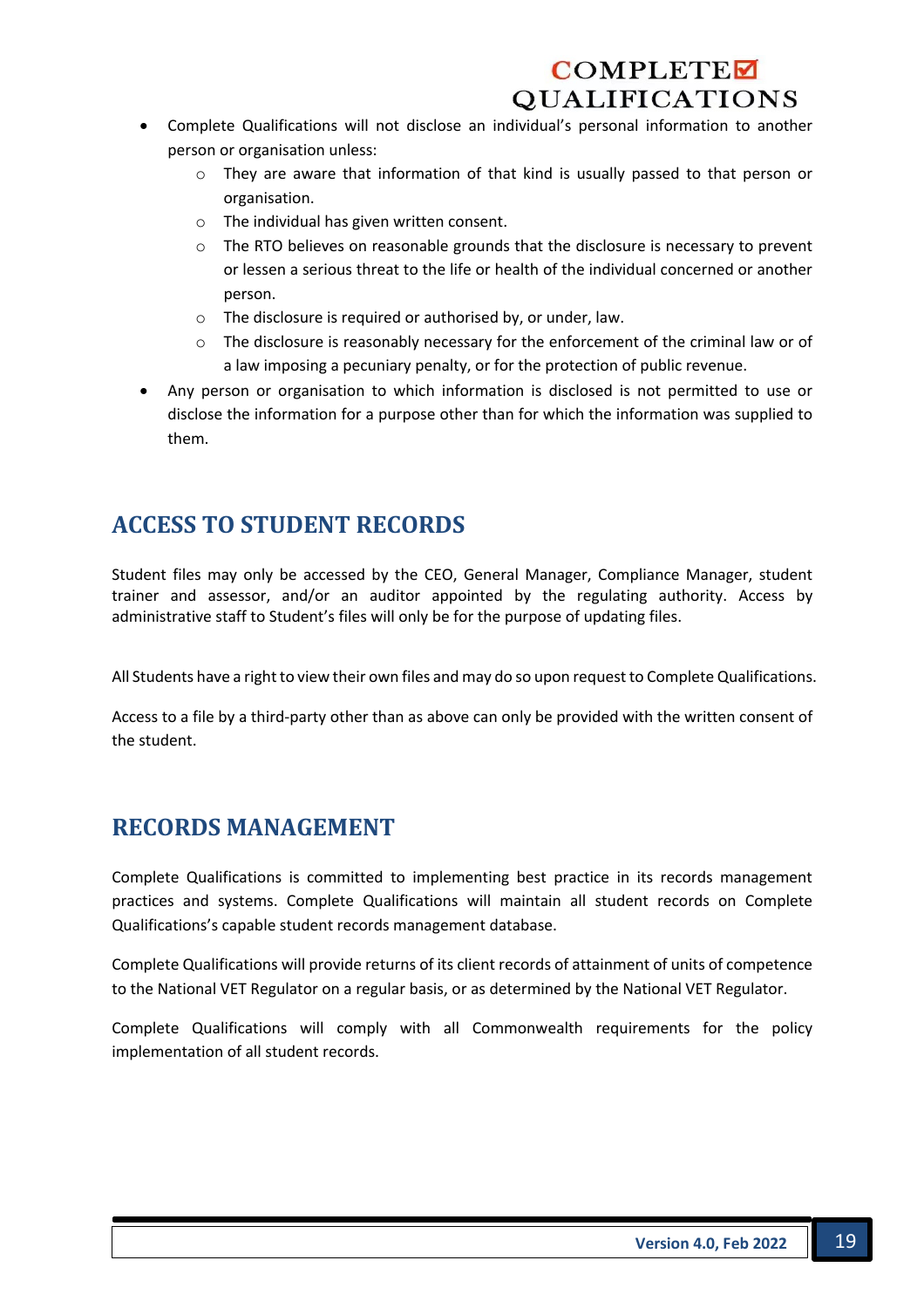- Complete Qualifications will not disclose an individual's personal information to another person or organisation unless:
    - They are aware that information of that kind is usually passed to that person or organisation.
    - The individual has given written consent.
    - The RTO believes on reasonable grounds that the disclosure is necessary to prevent or lessen a serious threat to the life or health of the individual concerned or another person.
    - The disclosure is required or authorised by, or under, law.
    - The disclosure is reasonably necessary for the enforcement of the criminal law or of a law imposing a pecuniary penalty, or for the protection of public revenue.
- Any person or organisation to which information is disclosed is not permitted to use or disclose the information for a purpose other than for which the information was supplied to them.

## ACCESS TO STUDENT RECORDS

Student files may only be accessed by the CEO, General Manager, Compliance Manager, student trainer and assessor, and/or an auditor appointed by the regulating authority. Access by administrative staff to Student's files will only be for the purpose of updating files.

All Students have a right to view their own files and may do so upon request to Complete Qualifications.

Access to a file by a third-party other than as above can only be provided with the written consent of the student.

## RECORDS MANAGEMENT

Complete Qualifications is committed to implementing best practice in its records management practices and systems. Complete Qualifications will maintain all student records on Complete Qualifications's capable student records management database.

Complete Qualifications will provide returns of its client records of attainment of units of competence to the National VET Regulator on a regular basis, or as determined by the National VET Regulator.

Complete Qualifications will comply with all Commonwealth requirements for the policy implementation of all student records.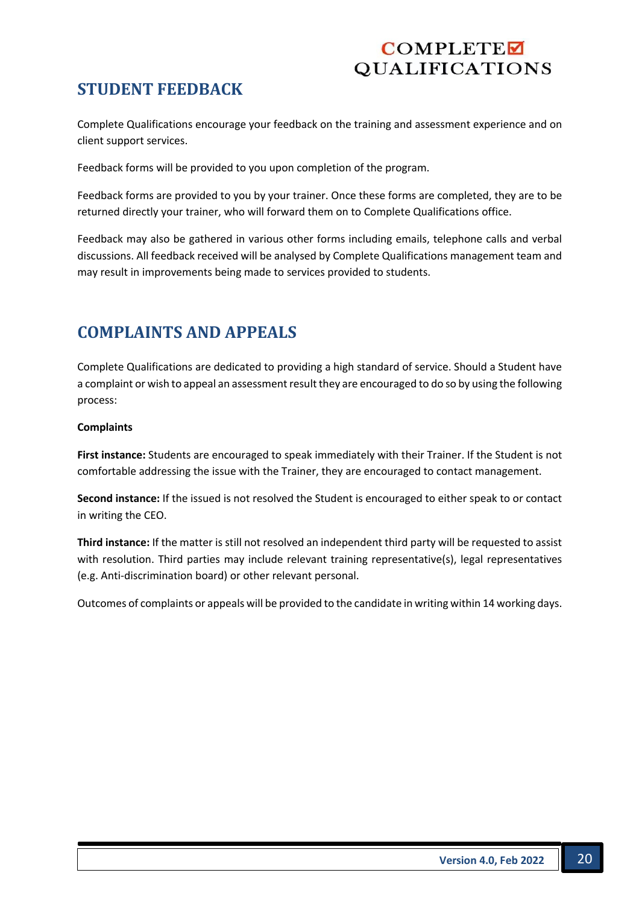## STUDENT FEEDBACK

Complete Qualifications encourage your feedback on the training and assessment experience and on client support services.

Feedback forms will be provided to you upon completion of the program.

Feedback forms are provided to you by your trainer. Once these forms are completed, they are to be returned directly your trainer, who will forward them on to Complete Qualifications office.

Feedback may also be gathered in various other forms including emails, telephone calls and verbal discussions. All feedback received will be analysed by Complete Qualifications management team and may result in improvements being made to services provided to students.

## COMPLAINTS AND APPEALS

Complete Qualifications are dedicated to providing a high standard of service. Should a Student have a complaint or wish to appeal an assessment result they are encouraged to do so by using the following process:

**Complaints**

**First instance:** Students are encouraged to speak immediately with their Trainer. If the Student is not comfortable addressing the issue with the Trainer, they are encouraged to contact management.

**Second instance:** If the issued is not resolved the Student is encouraged to either speak to or contact in writing the CEO.

**Third instance:** If the matter is still not resolved an independent third party will be requested to assist with resolution. Third parties may include relevant training representative(s), legal representatives (e.g. Anti-discrimination board) or other relevant personal.

Outcomes of complaints or appeals will be provided to the candidate in writing within 14 working days.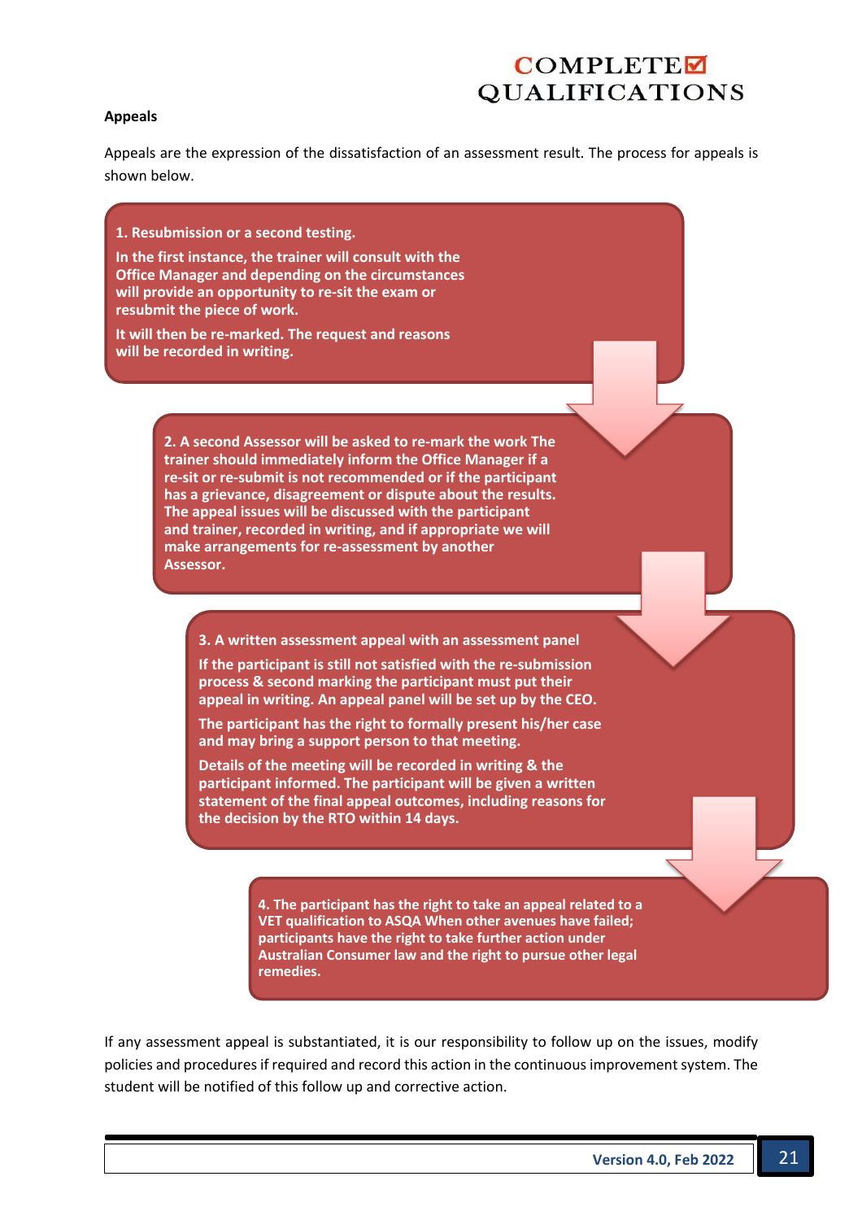**Appeals**

Appeals are the expression of the dissatisfaction of an assessment result. The process for appeals is shown below.

**1. Resubmission or a second testing.**

**In the first instance, the trainer will consult with the Office Manager and depending on the circumstances will provide an opportunity to re-sit the exam or resubmit the piece of work.**

**It will then be re-marked. The request and reasons will be recorded in writing.**

**2. A second Assessor will be asked to re-mark the work The trainer should immediately inform the Office Manager if a re-sit or re-submit is not recommended or if the participant has a grievance, disagreement or dispute about the results. The appeal issues will be discussed with the participant and trainer, recorded in writing, and if appropriate we will make arrangements for re-assessment by another Assessor.**

**3. A written assessment appeal with an assessment panel**

**If the participant is still not satisfied with the re-submission process & second marking the participant must put their appeal in writing. An appeal panel will be set up by the CEO.**

**The participant has the right to formally present his/her case and may bring a support person to that meeting.**

**Details of the meeting will be recorded in writing & the participant informed. The participant will be given a written statement of the final appeal outcomes, including reasons for the decision by the RTO within 14 days.**

**4. The participant has the right to take an appeal related to a VET qualification to ASQA When other avenues have failed; participants have the right to take further action under Australian Consumer law and the right to pursue other legal remedies.**

If any assessment appeal is substantiated, it is our responsibility to follow up on the issues, modify policies and procedures if required and record this action in the continuous improvement system. The student will be notified of this follow up and corrective action.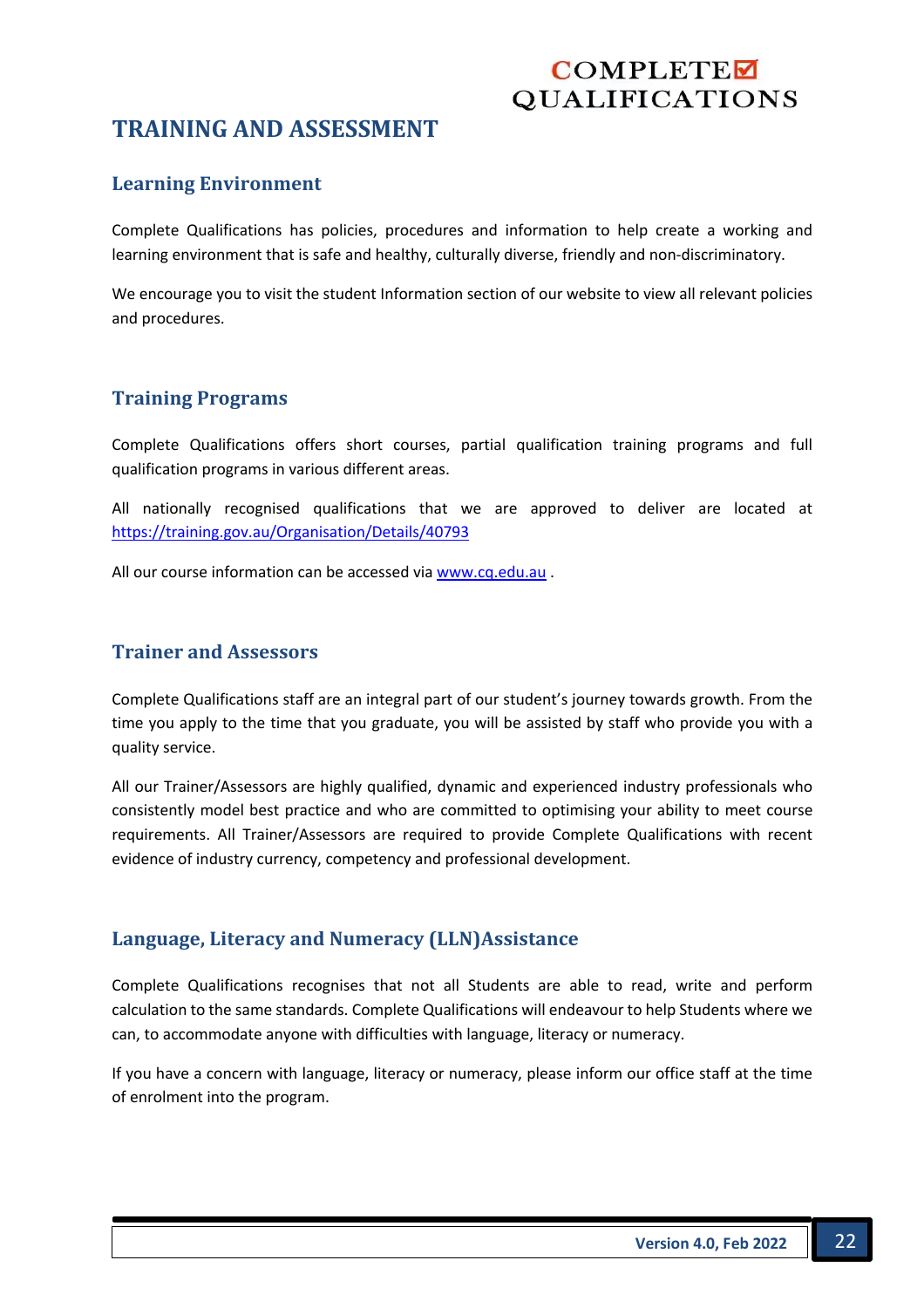# TRAINING AND ASSESSMENT

## Learning Environment

Complete Qualifications has policies, procedures and information to help create a working and learning environment that is safe and healthy, culturally diverse, friendly and non-discriminatory.

We encourage you to visit the student Information section of our website to view all relevant policies and procedures.

## Training Programs

Complete Qualifications offers short courses, partial qualification training programs and full qualification programs in various different areas.

All nationally recognised qualifications that we are approved to deliver are located at https://training.gov.au/Organisation/Details/40793

All our course information can be accessed via www.cq.edu.au .

## Trainer and Assessors

Complete Qualifications staff are an integral part of our student's journey towards growth. From the time you apply to the time that you graduate, you will be assisted by staff who provide you with a quality service.

All our Trainer/Assessors are highly qualified, dynamic and experienced industry professionals who consistently model best practice and who are committed to optimising your ability to meet course requirements. All Trainer/Assessors are required to provide Complete Qualifications with recent evidence of industry currency, competency and professional development.

## Language, Literacy and Numeracy (LLN)Assistance

Complete Qualifications recognises that not all Students are able to read, write and perform calculation to the same standards. Complete Qualifications will endeavour to help Students where we can, to accommodate anyone with difficulties with language, literacy or numeracy.

If you have a concern with language, literacy or numeracy, please inform our office staff at the time of enrolment into the program.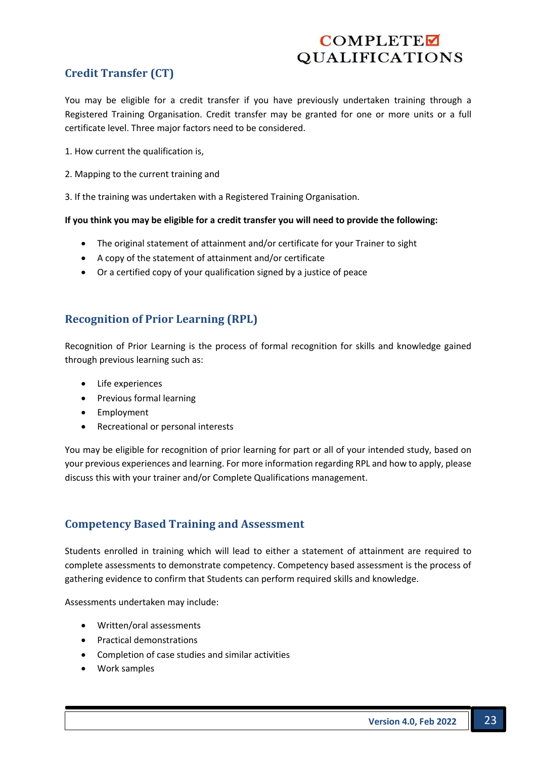## Credit Transfer (CT)

You may be eligible for a credit transfer if you have previously undertaken training through a Registered Training Organisation. Credit transfer may be granted for one or more units or a full certificate level. Three major factors need to be considered.

1. How current the qualification is,

2. Mapping to the current training and

3. If the training was undertaken with a Registered Training Organisation.

**If you think you may be eligible for a credit transfer you will need to provide the following:**

- The original statement of attainment and/or certificate for your Trainer to sight
- A copy of the statement of attainment and/or certificate
- Or a certified copy of your qualification signed by a justice of peace

## Recognition of Prior Learning (RPL)

Recognition of Prior Learning is the process of formal recognition for skills and knowledge gained through previous learning such as:

- Life experiences
- Previous formal learning
- Employment
- Recreational or personal interests

You may be eligible for recognition of prior learning for part or all of your intended study, based on your previous experiences and learning. For more information regarding RPL and how to apply, please discuss this with your trainer and/or Complete Qualifications management.

## Competency Based Training and Assessment

Students enrolled in training which will lead to either a statement of attainment are required to complete assessments to demonstrate competency. Competency based assessment is the process of gathering evidence to confirm that Students can perform required skills and knowledge.

Assessments undertaken may include:

- Written/oral assessments
- Practical demonstrations
- Completion of case studies and similar activities
- Work samples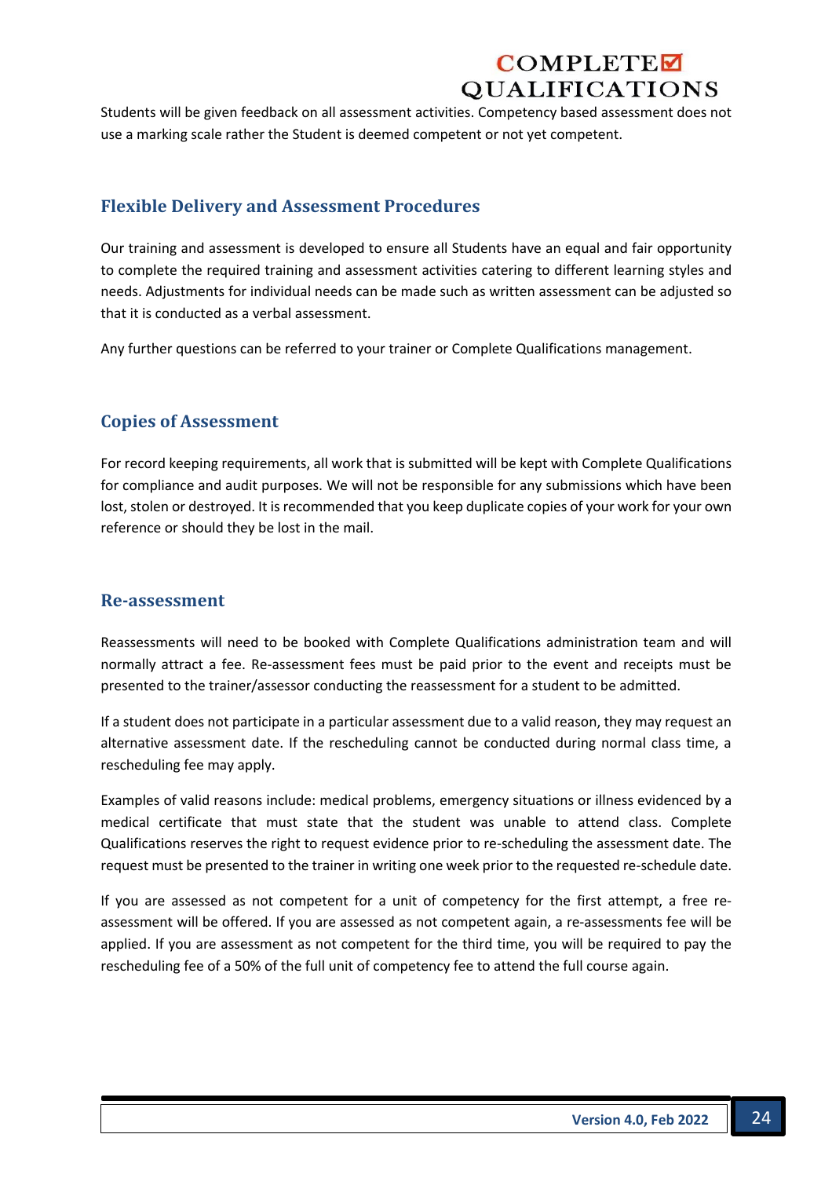Students will be given feedback on all assessment activities. Competency based assessment does not use a marking scale rather the Student is deemed competent or not yet competent.

## Flexible Delivery and Assessment Procedures

Our training and assessment is developed to ensure all Students have an equal and fair opportunity to complete the required training and assessment activities catering to different learning styles and needs. Adjustments for individual needs can be made such as written assessment can be adjusted so that it is conducted as a verbal assessment.

Any further questions can be referred to your trainer or Complete Qualifications management.

## Copies of Assessment

For record keeping requirements, all work that is submitted will be kept with Complete Qualifications for compliance and audit purposes. We will not be responsible for any submissions which have been lost, stolen or destroyed. It is recommended that you keep duplicate copies of your work for your own reference or should they be lost in the mail.

## Re-assessment

Reassessments will need to be booked with Complete Qualifications administration team and will normally attract a fee. Re-assessment fees must be paid prior to the event and receipts must be presented to the trainer/assessor conducting the reassessment for a student to be admitted.

If a student does not participate in a particular assessment due to a valid reason, they may request an alternative assessment date. If the rescheduling cannot be conducted during normal class time, a rescheduling fee may apply.

Examples of valid reasons include: medical problems, emergency situations or illness evidenced by a medical certificate that must state that the student was unable to attend class. Complete Qualifications reserves the right to request evidence prior to re-scheduling the assessment date. The request must be presented to the trainer in writing one week prior to the requested re-schedule date.

If you are assessed as not competent for a unit of competency for the first attempt, a free re-assessment will be offered. If you are assessed as not competent again, a re-assessments fee will be applied. If you are assessment as not competent for the third time, you will be required to pay the rescheduling fee of a 50% of the full unit of competency fee to attend the full course again.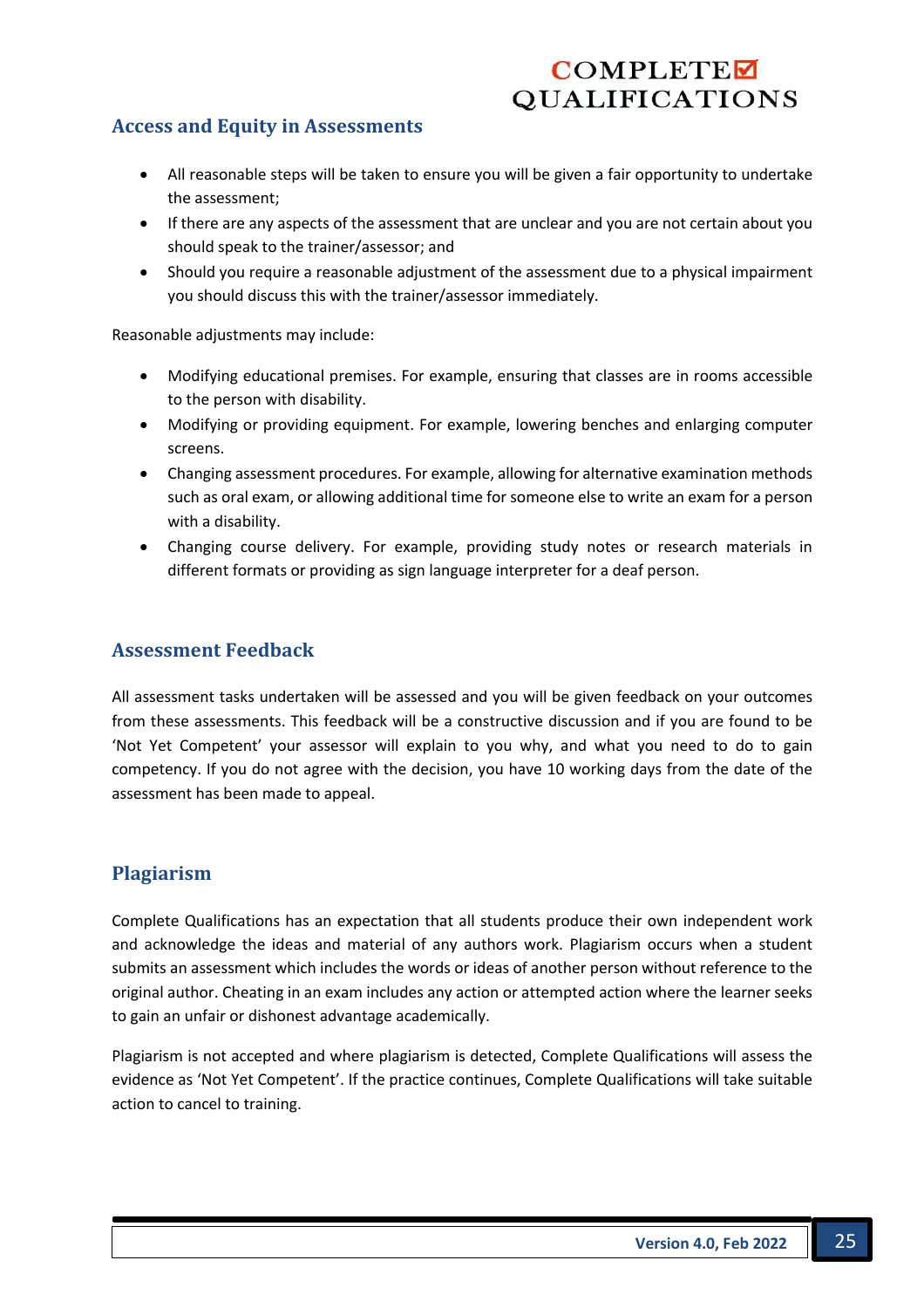## Access and Equity in Assessments

- All reasonable steps will be taken to ensure you will be given a fair opportunity to undertake the assessment;
- If there are any aspects of the assessment that are unclear and you are not certain about you should speak to the trainer/assessor; and
- Should you require a reasonable adjustment of the assessment due to a physical impairment you should discuss this with the trainer/assessor immediately.

Reasonable adjustments may include:

- Modifying educational premises. For example, ensuring that classes are in rooms accessible to the person with disability.
- Modifying or providing equipment. For example, lowering benches and enlarging computer screens.
- Changing assessment procedures. For example, allowing for alternative examination methods such as oral exam, or allowing additional time for someone else to write an exam for a person with a disability.
- Changing course delivery. For example, providing study notes or research materials in different formats or providing as sign language interpreter for a deaf person.

## Assessment Feedback

All assessment tasks undertaken will be assessed and you will be given feedback on your outcomes from these assessments. This feedback will be a constructive discussion and if you are found to be 'Not Yet Competent' your assessor will explain to you why, and what you need to do to gain competency. If you do not agree with the decision, you have 10 working days from the date of the assessment has been made to appeal.

## Plagiarism

Complete Qualifications has an expectation that all students produce their own independent work and acknowledge the ideas and material of any authors work. Plagiarism occurs when a student submits an assessment which includes the words or ideas of another person without reference to the original author. Cheating in an exam includes any action or attempted action where the learner seeks to gain an unfair or dishonest advantage academically.

Plagiarism is not accepted and where plagiarism is detected, Complete Qualifications will assess the evidence as 'Not Yet Competent'. If the practice continues, Complete Qualifications will take suitable action to cancel to training.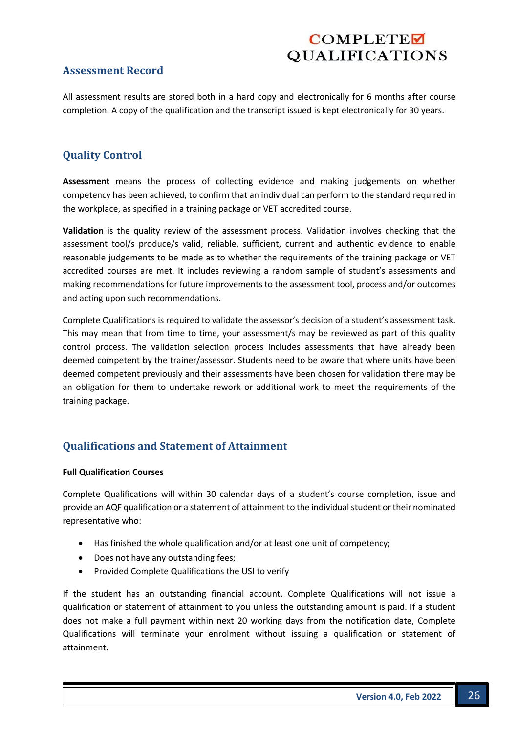## Assessment Record

All assessment results are stored both in a hard copy and electronically for 6 months after course completion. A copy of the qualification and the transcript issued is kept electronically for 30 years.

## Quality Control

**Assessment** means the process of collecting evidence and making judgements on whether competency has been achieved, to confirm that an individual can perform to the standard required in the workplace, as specified in a training package or VET accredited course.

**Validation** is the quality review of the assessment process. Validation involves checking that the assessment tool/s produce/s valid, reliable, sufficient, current and authentic evidence to enable reasonable judgements to be made as to whether the requirements of the training package or VET accredited courses are met. It includes reviewing a random sample of student's assessments and making recommendations for future improvements to the assessment tool, process and/or outcomes and acting upon such recommendations.

Complete Qualifications is required to validate the assessor's decision of a student's assessment task. This may mean that from time to time, your assessment/s may be reviewed as part of this quality control process. The validation selection process includes assessments that have already been deemed competent by the trainer/assessor. Students need to be aware that where units have been deemed competent previously and their assessments have been chosen for validation there may be an obligation for them to undertake rework or additional work to meet the requirements of the training package.

## Qualifications and Statement of Attainment

**Full Qualification Courses**

Complete Qualifications will within 30 calendar days of a student's course completion, issue and provide an AQF qualification or a statement of attainment to the individual student or their nominated representative who:

- Has finished the whole qualification and/or at least one unit of competency;
- Does not have any outstanding fees;
- Provided Complete Qualifications the USI to verify

If the student has an outstanding financial account, Complete Qualifications will not issue a qualification or statement of attainment to you unless the outstanding amount is paid. If a student does not make a full payment within next 20 working days from the notification date, Complete Qualifications will terminate your enrolment without issuing a qualification or statement of attainment.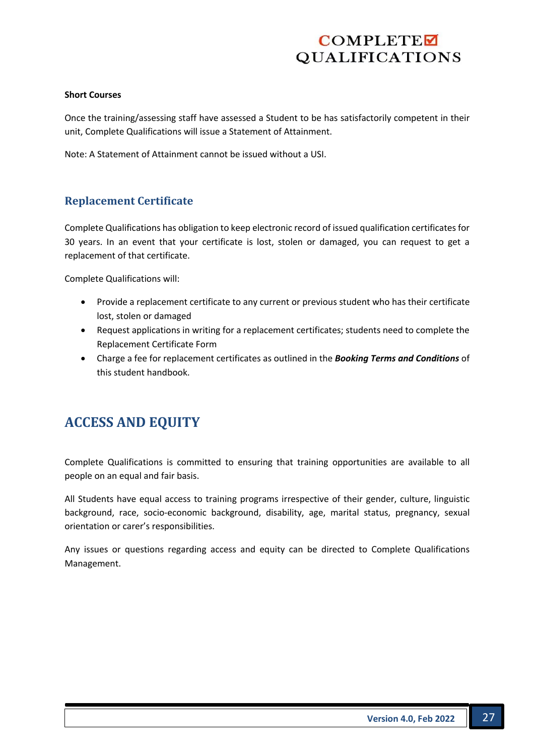**Short Courses**

Once the training/assessing staff have assessed a Student to be has satisfactorily competent in their unit, Complete Qualifications will issue a Statement of Attainment.

Note: A Statement of Attainment cannot be issued without a USI.

## Replacement Certificate

Complete Qualifications has obligation to keep electronic record of issued qualification certificates for 30 years. In an event that your certificate is lost, stolen or damaged, you can request to get a replacement of that certificate.

Complete Qualifications will:

- Provide a replacement certificate to any current or previous student who has their certificate lost, stolen or damaged
- Request applications in writing for a replacement certificates; students need to complete the Replacement Certificate Form
- Charge a fee for replacement certificates as outlined in the ***Booking Terms and Conditions*** of this student handbook.

# ACCESS AND EQUITY

Complete Qualifications is committed to ensuring that training opportunities are available to all people on an equal and fair basis.

All Students have equal access to training programs irrespective of their gender, culture, linguistic background, race, socio-economic background, disability, age, marital status, pregnancy, sexual orientation or carer's responsibilities.

Any issues or questions regarding access and equity can be directed to Complete Qualifications Management.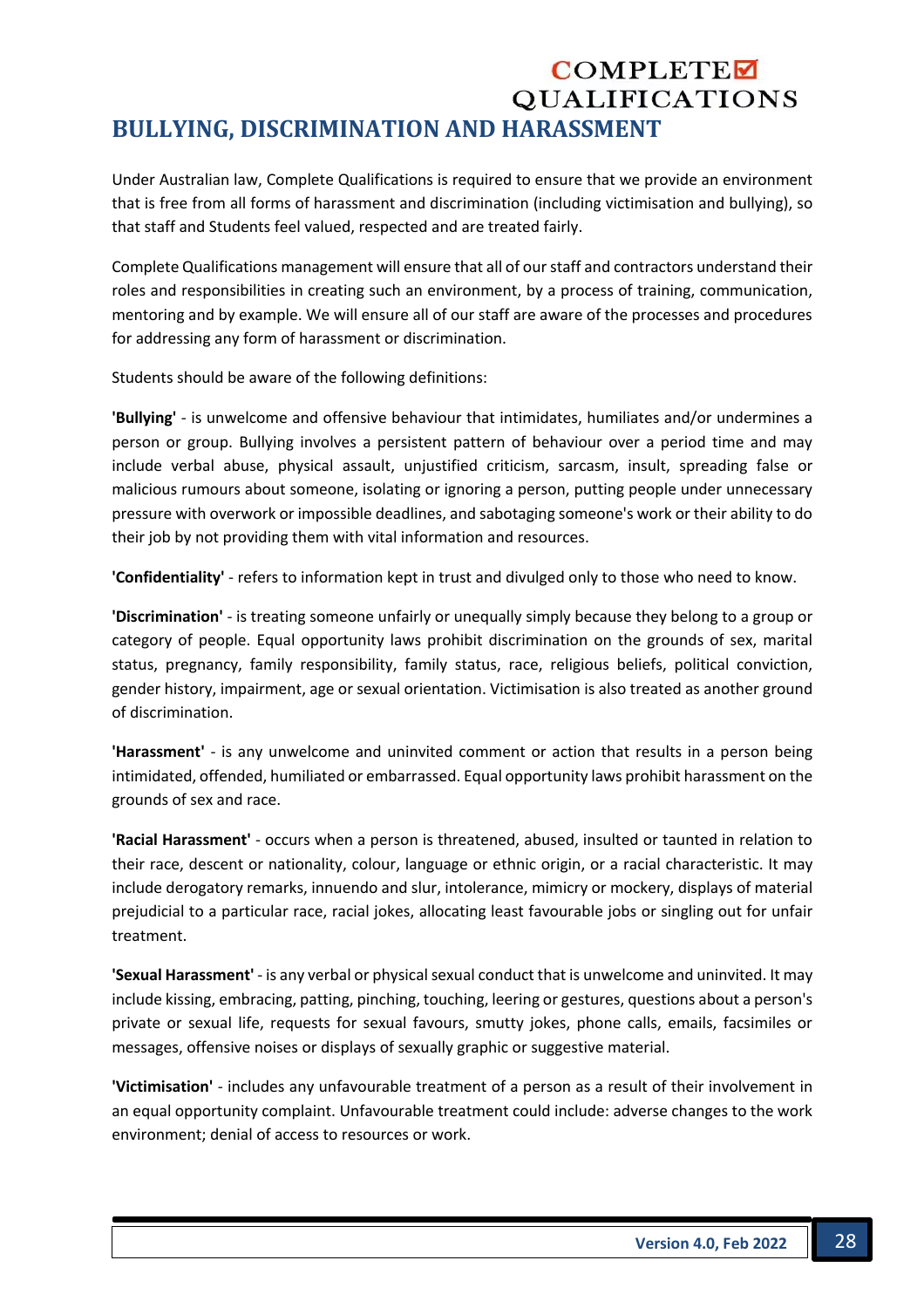## BULLYING, DISCRIMINATION AND HARASSMENT

Under Australian law, Complete Qualifications is required to ensure that we provide an environment that is free from all forms of harassment and discrimination (including victimisation and bullying), so that staff and Students feel valued, respected and are treated fairly.

Complete Qualifications management will ensure that all of our staff and contractors understand their roles and responsibilities in creating such an environment, by a process of training, communication, mentoring and by example. We will ensure all of our staff are aware of the processes and procedures for addressing any form of harassment or discrimination.

Students should be aware of the following definitions:

**'Bullying'** - is unwelcome and offensive behaviour that intimidates, humiliates and/or undermines a person or group. Bullying involves a persistent pattern of behaviour over a period time and may include verbal abuse, physical assault, unjustified criticism, sarcasm, insult, spreading false or malicious rumours about someone, isolating or ignoring a person, putting people under unnecessary pressure with overwork or impossible deadlines, and sabotaging someone's work or their ability to do their job by not providing them with vital information and resources.

**'Confidentiality'** - refers to information kept in trust and divulged only to those who need to know.

**'Discrimination'** - is treating someone unfairly or unequally simply because they belong to a group or category of people. Equal opportunity laws prohibit discrimination on the grounds of sex, marital status, pregnancy, family responsibility, family status, race, religious beliefs, political conviction, gender history, impairment, age or sexual orientation. Victimisation is also treated as another ground of discrimination.

**'Harassment'** - is any unwelcome and uninvited comment or action that results in a person being intimidated, offended, humiliated or embarrassed. Equal opportunity laws prohibit harassment on the grounds of sex and race.

**'Racial Harassment'** - occurs when a person is threatened, abused, insulted or taunted in relation to their race, descent or nationality, colour, language or ethnic origin, or a racial characteristic. It may include derogatory remarks, innuendo and slur, intolerance, mimicry or mockery, displays of material prejudicial to a particular race, racial jokes, allocating least favourable jobs or singling out for unfair treatment.

**'Sexual Harassment'** - is any verbal or physical sexual conduct that is unwelcome and uninvited. It may include kissing, embracing, patting, pinching, touching, leering or gestures, questions about a person's private or sexual life, requests for sexual favours, smutty jokes, phone calls, emails, facsimiles or messages, offensive noises or displays of sexually graphic or suggestive material.

**'Victimisation'** - includes any unfavourable treatment of a person as a result of their involvement in an equal opportunity complaint. Unfavourable treatment could include: adverse changes to the work environment; denial of access to resources or work.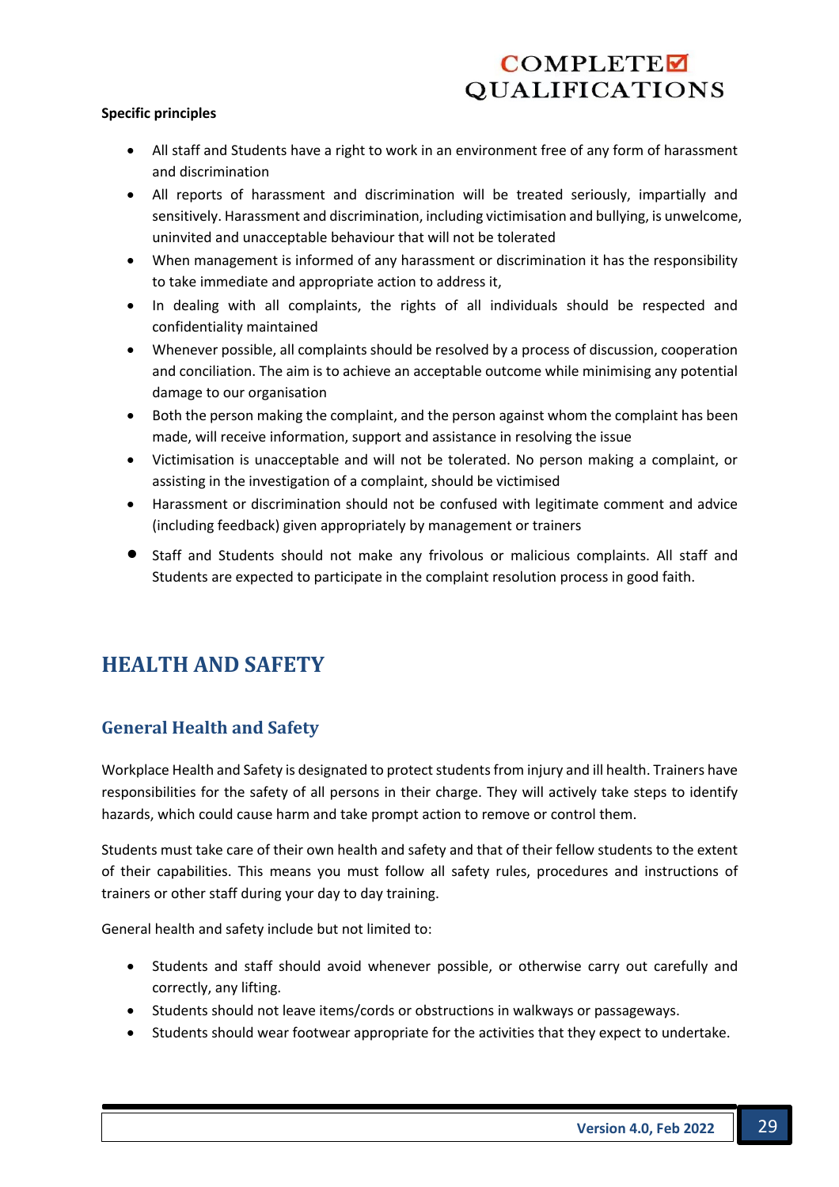**Specific principles**

- All staff and Students have a right to work in an environment free of any form of harassment and discrimination
- All reports of harassment and discrimination will be treated seriously, impartially and sensitively. Harassment and discrimination, including victimisation and bullying, is unwelcome, uninvited and unacceptable behaviour that will not be tolerated
- When management is informed of any harassment or discrimination it has the responsibility to take immediate and appropriate action to address it,
- In dealing with all complaints, the rights of all individuals should be respected and confidentiality maintained
- Whenever possible, all complaints should be resolved by a process of discussion, cooperation and conciliation. The aim is to achieve an acceptable outcome while minimising any potential damage to our organisation
- Both the person making the complaint, and the person against whom the complaint has been made, will receive information, support and assistance in resolving the issue
- Victimisation is unacceptable and will not be tolerated. No person making a complaint, or assisting in the investigation of a complaint, should be victimised
- Harassment or discrimination should not be confused with legitimate comment and advice (including feedback) given appropriately by management or trainers
- Staff and Students should not make any frivolous or malicious complaints. All staff and Students are expected to participate in the complaint resolution process in good faith.

# HEALTH AND SAFETY

## General Health and Safety

Workplace Health and Safety is designated to protect students from injury and ill health. Trainers have responsibilities for the safety of all persons in their charge. They will actively take steps to identify hazards, which could cause harm and take prompt action to remove or control them.

Students must take care of their own health and safety and that of their fellow students to the extent of their capabilities. This means you must follow all safety rules, procedures and instructions of trainers or other staff during your day to day training.

General health and safety include but not limited to:

- Students and staff should avoid whenever possible, or otherwise carry out carefully and correctly, any lifting.
- Students should not leave items/cords or obstructions in walkways or passageways.
- Students should wear footwear appropriate for the activities that they expect to undertake.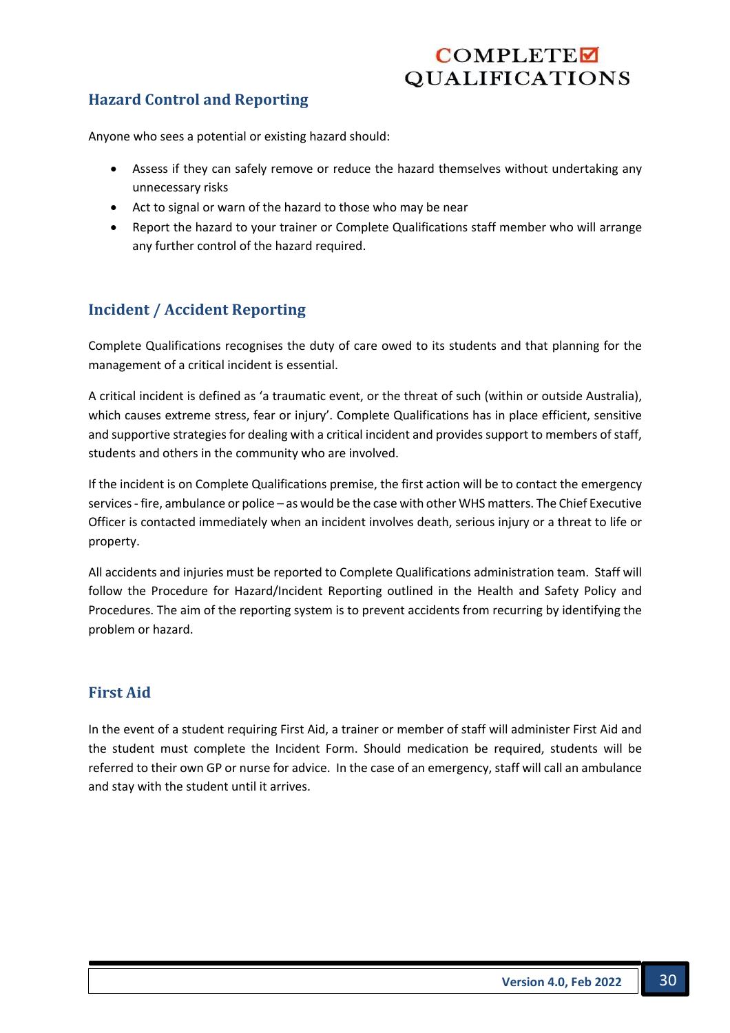## Hazard Control and Reporting

Anyone who sees a potential or existing hazard should:

- Assess if they can safely remove or reduce the hazard themselves without undertaking any unnecessary risks
- Act to signal or warn of the hazard to those who may be near
- Report the hazard to your trainer or Complete Qualifications staff member who will arrange any further control of the hazard required.

## Incident / Accident Reporting

Complete Qualifications recognises the duty of care owed to its students and that planning for the management of a critical incident is essential.

A critical incident is defined as 'a traumatic event, or the threat of such (within or outside Australia), which causes extreme stress, fear or injury'. Complete Qualifications has in place efficient, sensitive and supportive strategies for dealing with a critical incident and provides support to members of staff, students and others in the community who are involved.

If the incident is on Complete Qualifications premise, the first action will be to contact the emergency services - fire, ambulance or police – as would be the case with other WHS matters. The Chief Executive Officer is contacted immediately when an incident involves death, serious injury or a threat to life or property.

All accidents and injuries must be reported to Complete Qualifications administration team. Staff will follow the Procedure for Hazard/Incident Reporting outlined in the Health and Safety Policy and Procedures. The aim of the reporting system is to prevent accidents from recurring by identifying the problem or hazard.

## First Aid

In the event of a student requiring First Aid, a trainer or member of staff will administer First Aid and the student must complete the Incident Form. Should medication be required, students will be referred to their own GP or nurse for advice. In the case of an emergency, staff will call an ambulance and stay with the student until it arrives.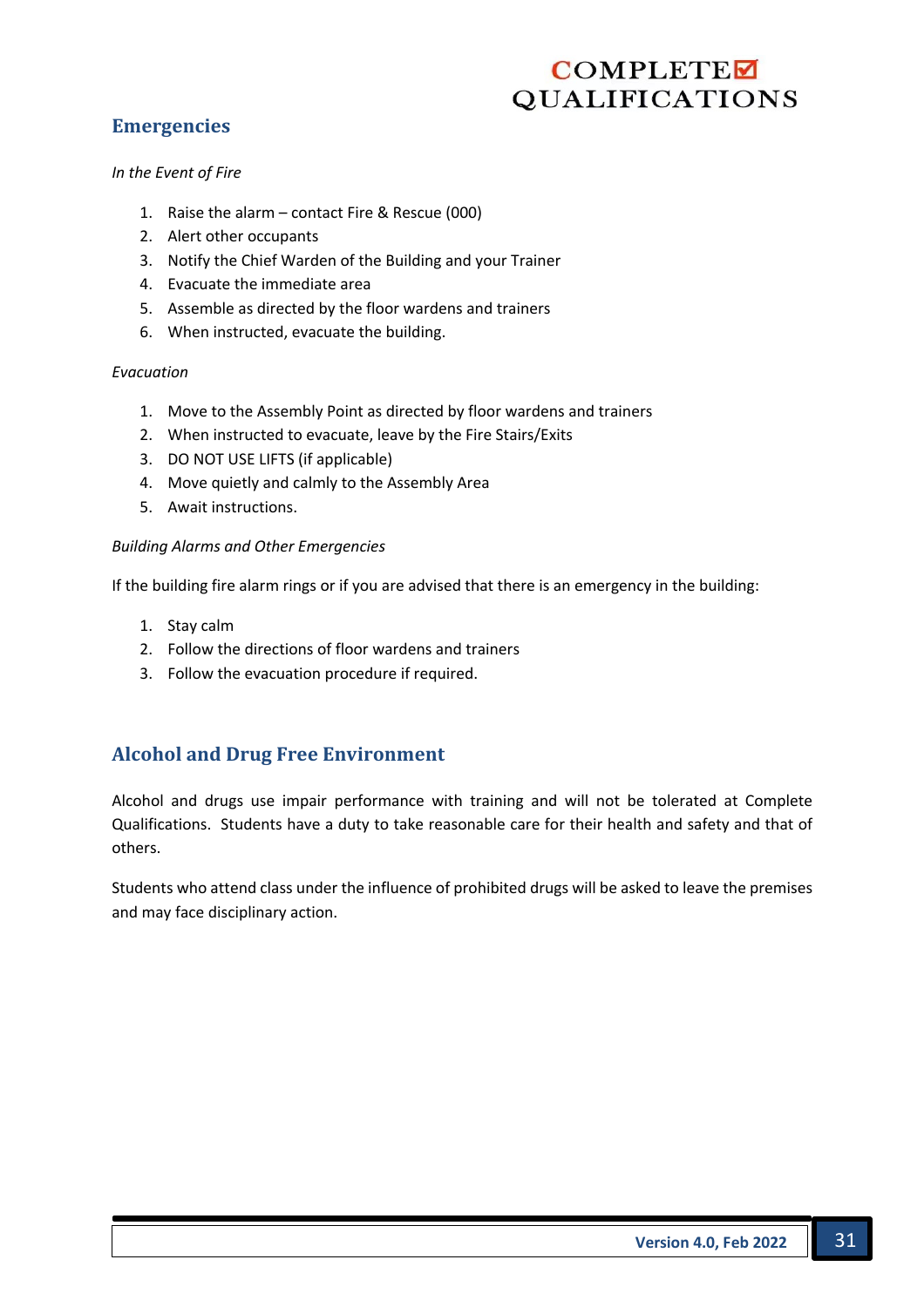## Emergencies

*In the Event of Fire*

1. Raise the alarm – contact Fire & Rescue (000)
2. Alert other occupants
3. Notify the Chief Warden of the Building and your Trainer
4. Evacuate the immediate area
5. Assemble as directed by the floor wardens and trainers
6. When instructed, evacuate the building.

*Evacuation*

1. Move to the Assembly Point as directed by floor wardens and trainers
2. When instructed to evacuate, leave by the Fire Stairs/Exits
3. DO NOT USE LIFTS (if applicable)
4. Move quietly and calmly to the Assembly Area
5. Await instructions.

*Building Alarms and Other Emergencies*

If the building fire alarm rings or if you are advised that there is an emergency in the building:

1. Stay calm
2. Follow the directions of floor wardens and trainers
3. Follow the evacuation procedure if required.

## Alcohol and Drug Free Environment

Alcohol and drugs use impair performance with training and will not be tolerated at Complete Qualifications. Students have a duty to take reasonable care for their health and safety and that of others.

Students who attend class under the influence of prohibited drugs will be asked to leave the premises and may face disciplinary action.